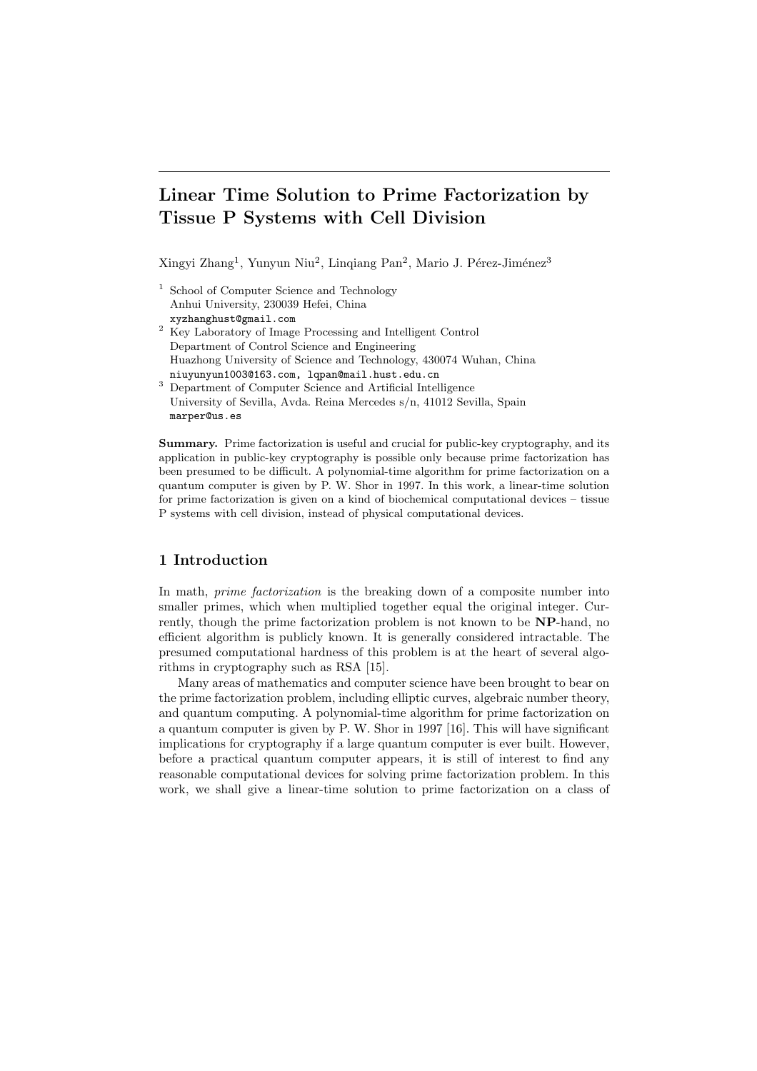# Linear Time Solution to Prime Factorization by Tissue P Systems with Cell Division

Xingyi Zhang[1], Yunyun Niu[2], Linqiang Pan[2], Mario J. Pérez-Jiménez[3]

[1] School of Computer Science and Technology
Anhui University, 230039 Hefei, China
xyzhanghust@gmail.com

[2] Key Laboratory of Image Processing and Intelligent Control
Department of Control Science and Engineering
Huazhong University of Science and Technology, 430074 Wuhan, China
niuyunyun1003@163.com, lqpan@mail.hust.edu.cn

[3] Department of Computer Science and Artificial Intelligence
University of Sevilla, Avda. Reina Mercedes s/n, 41012 Sevilla, Spain
marper@us.es

**Summary.** Prime factorization is useful and crucial for public-key cryptography, and its application in public-key cryptography is possible only because prime factorization has been presumed to be difficult. A polynomial-time algorithm for prime factorization on a quantum computer is given by P. W. Shor in 1997. In this work, a linear-time solution for prime factorization is given on a kind of biochemical computational devices – tissue P systems with cell division, instead of physical computational devices.

## 1 Introduction

In math, *prime factorization* is the breaking down of a composite number into smaller primes, which when multiplied together equal the original integer. Currently, though the prime factorization problem is not known to be **NP**-hand, no efficient algorithm is publicly known. It is generally considered intractable. The presumed computational hardness of this problem is at the heart of several algorithms in cryptography such as RSA [15].

Many areas of mathematics and computer science have been brought to bear on the prime factorization problem, including elliptic curves, algebraic number theory, and quantum computing. A polynomial-time algorithm for prime factorization on a quantum computer is given by P. W. Shor in 1997 [16]. This will have significant implications for cryptography if a large quantum computer is ever built. However, before a practical quantum computer appears, it is still of interest to find any reasonable computational devices for solving prime factorization problem. In this work, we shall give a linear-time solution to prime factorization on a class of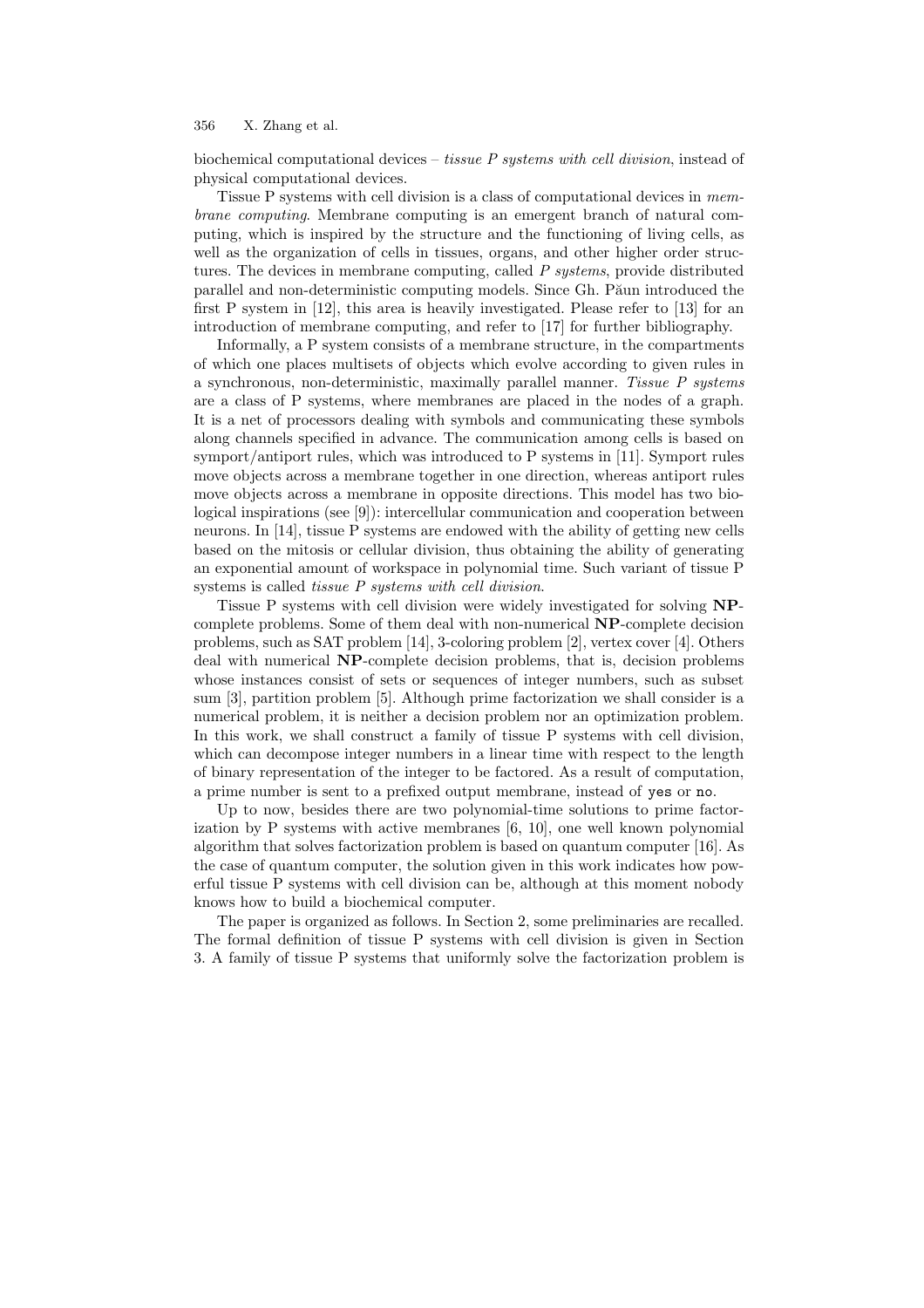biochemical computational devices – *tissue P systems with cell division*, instead of physical computational devices.

Tissue P systems with cell division is a class of computational devices in *membrane computing*. Membrane computing is an emergent branch of natural computing, which is inspired by the structure and the functioning of living cells, as well as the organization of cells in tissues, organs, and other higher order structures. The devices in membrane computing, called *P systems*, provide distributed parallel and non-deterministic computing models. Since Gh. Păun introduced the first P system in [12], this area is heavily investigated. Please refer to [13] for an introduction of membrane computing, and refer to [17] for further bibliography.

Informally, a P system consists of a membrane structure, in the compartments of which one places multisets of objects which evolve according to given rules in a synchronous, non-deterministic, maximally parallel manner. *Tissue P systems* are a class of P systems, where membranes are placed in the nodes of a graph. It is a net of processors dealing with symbols and communicating these symbols along channels specified in advance. The communication among cells is based on symport/antiport rules, which was introduced to P systems in [11]. Symport rules move objects across a membrane together in one direction, whereas antiport rules move objects across a membrane in opposite directions. This model has two biological inspirations (see [9]): intercellular communication and cooperation between neurons. In [14], tissue P systems are endowed with the ability of getting new cells based on the mitosis or cellular division, thus obtaining the ability of generating an exponential amount of workspace in polynomial time. Such variant of tissue P systems is called *tissue P systems with cell division*.

Tissue P systems with cell division were widely investigated for solving **NP**-complete problems. Some of them deal with non-numerical **NP**-complete decision problems, such as SAT problem [14], 3-coloring problem [2], vertex cover [4]. Others deal with numerical **NP**-complete decision problems, that is, decision problems whose instances consist of sets or sequences of integer numbers, such as subset sum [3], partition problem [5]. Although prime factorization we shall consider is a numerical problem, it is neither a decision problem nor an optimization problem. In this work, we shall construct a family of tissue P systems with cell division, which can decompose integer numbers in a linear time with respect to the length of binary representation of the integer to be factored. As a result of computation, a prime number is sent to a prefixed output membrane, instead of `yes` or `no`.

Up to now, besides there are two polynomial-time solutions to prime factorization by P systems with active membranes [6, 10], one well known polynomial algorithm that solves factorization problem is based on quantum computer [16]. As the case of quantum computer, the solution given in this work indicates how powerful tissue P systems with cell division can be, although at this moment nobody knows how to build a biochemical computer.

The paper is organized as follows. In Section 2, some preliminaries are recalled. The formal definition of tissue P systems with cell division is given in Section 3. A family of tissue P systems that uniformly solve the factorization problem is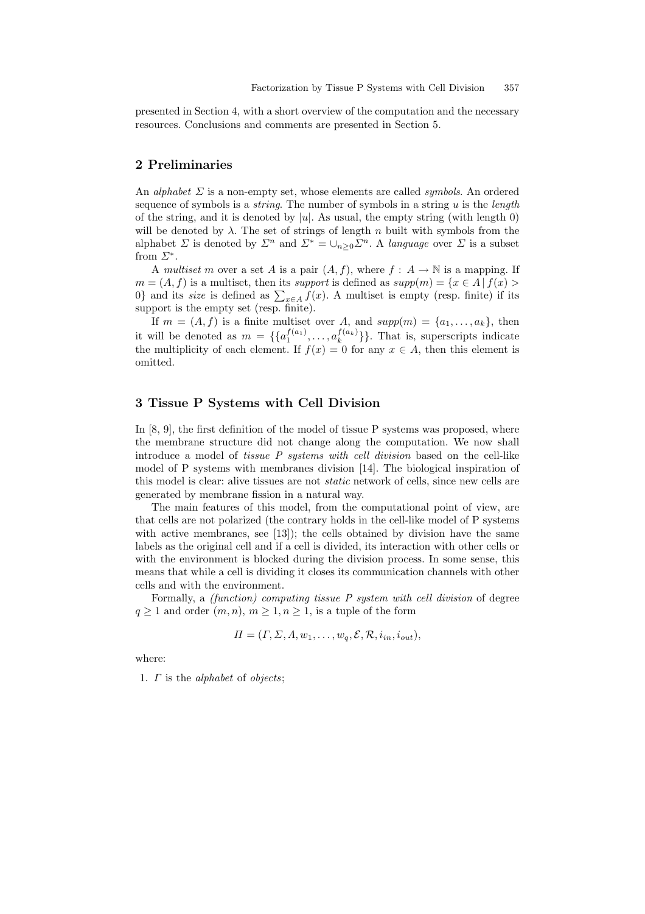presented in Section 4, with a short overview of the computation and the necessary resources. Conclusions and comments are presented in Section 5.

## 2 Preliminaries

An *alphabet* $\Sigma$ is a non-empty set, whose elements are called *symbols*. An ordered sequence of symbols is a *string*. The number of symbols in a string $u$ is the *length* of the string, and it is denoted by $|u|$. As usual, the empty string (with length 0) will be denoted by $\lambda$. The set of strings of length $n$ built with symbols from the alphabet $\Sigma$ is denoted by $\Sigma^n$ and $\Sigma^* = \cup_{n \geq 0} \Sigma^n$. A *language* over $\Sigma$ is a subset from $\Sigma^*$.

A *multiset* $m$ over a set $A$ is a pair $(A, f)$, where $f : A \rightarrow \mathbb{N}$ is a mapping. If $m = (A, f)$ is a multiset, then its *support* is defined as $supp(m) = \{x \in A \,|\, f(x) > 0\}$ and its *size* is defined as $\sum_{x \in A} f(x)$. A multiset is empty (resp. finite) if its support is the empty set (resp. finite).

If $m = (A, f)$ is a finite multiset over $A$, and $supp(m) = \{a_1, \ldots, a_k\}$, then it will be denoted as $m = \{\{a_1^{f(a_1)}, \ldots, a_k^{f(a_k)}\}\}$. That is, superscripts indicate the multiplicity of each element. If $f(x) = 0$ for any $x \in A$, then this element is omitted.

## 3 Tissue P Systems with Cell Division

In [8, 9], the first definition of the model of tissue P systems was proposed, where the membrane structure did not change along the computation. We now shall introduce a model of *tissue P systems with cell division* based on the cell-like model of P systems with membranes division [14]. The biological inspiration of this model is clear: alive tissues are not *static* network of cells, since new cells are generated by membrane fission in a natural way.

The main features of this model, from the computational point of view, are that cells are not polarized (the contrary holds in the cell-like model of P systems with active membranes, see [13]); the cells obtained by division have the same labels as the original cell and if a cell is divided, its interaction with other cells or with the environment is blocked during the division process. In some sense, this means that while a cell is dividing it closes its communication channels with other cells and with the environment.

Formally, a *(function) computing tissue P system with cell division* of degree $q \geq 1$ and order $(m, n)$, $m \geq 1, n \geq 1$, is a tuple of the form

$$\Pi = (\Gamma, \Sigma, \Lambda, w_1, \ldots, w_q, \mathcal{E}, \mathcal{R}, i_{in}, i_{out}),$$

where:

1. $\Gamma$ is the *alphabet* of *objects*;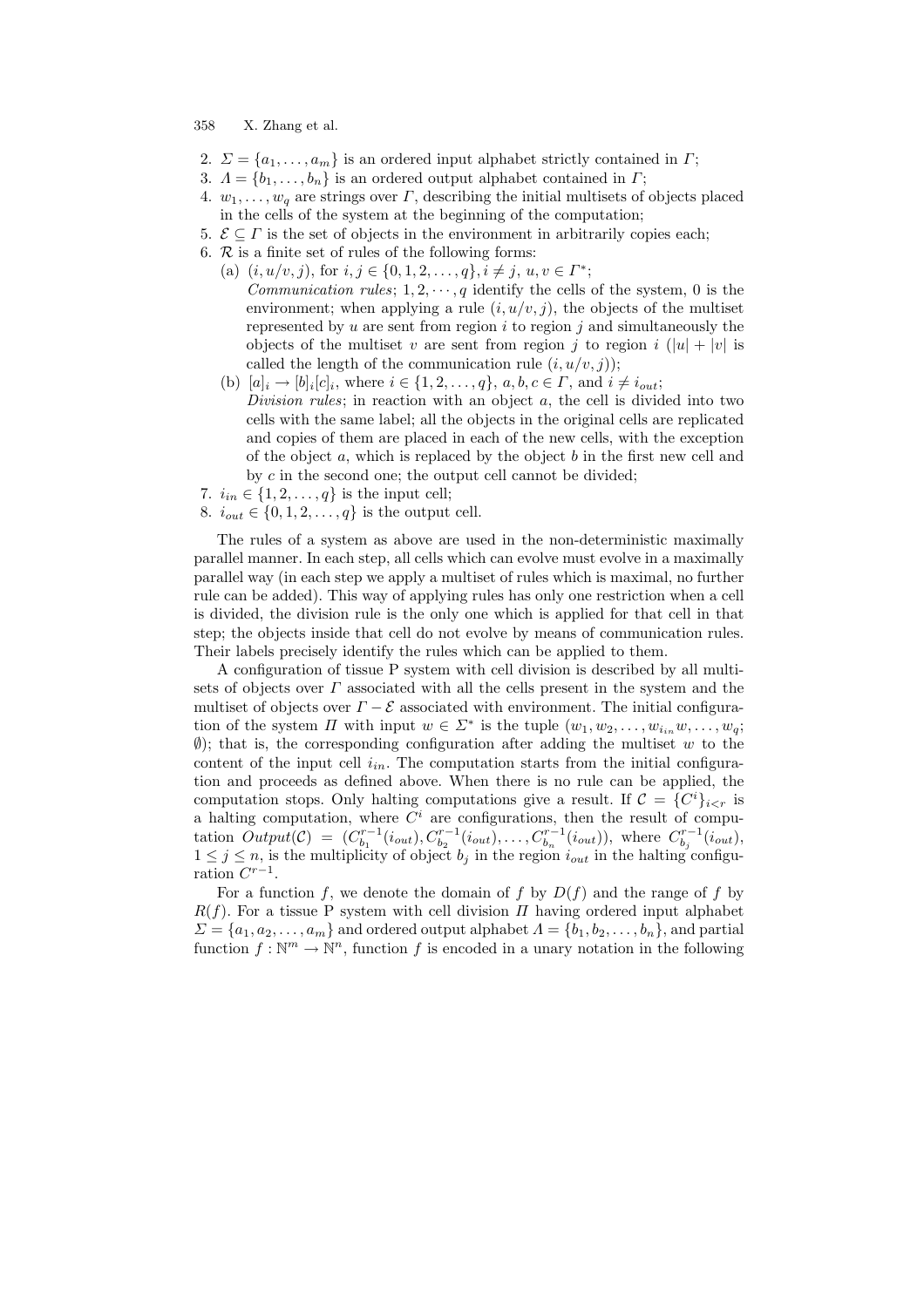2. $\Sigma = \{a_1, \ldots, a_m\}$ is an ordered input alphabet strictly contained in $\Gamma$;
3. $\Lambda = \{b_1, \ldots, b_n\}$ is an ordered output alphabet contained in $\Gamma$;
4. $w_1, \ldots, w_q$ are strings over $\Gamma$, describing the initial multisets of objects placed in the cells of the system at the beginning of the computation;
5. $\mathcal{E} \subseteq \Gamma$ is the set of objects in the environment in arbitrarily copies each;
6. $\mathcal{R}$ is a finite set of rules of the following forms:
   (a) $(i, u/v, j)$, for $i, j \in \{0, 1, 2, \ldots, q\}, i \neq j,\ u, v \in \Gamma^*$;
   *Communication rules*; $1, 2, \cdots, q$ identify the cells of the system, 0 is the environment; when applying a rule $(i, u/v, j)$, the objects of the multiset represented by $u$ are sent from region $i$ to region $j$ and simultaneously the objects of the multiset $v$ are sent from region $j$ to region $i$ ($|u| + |v|$ is called the length of the communication rule $(i, u/v, j)$);
   (b) $[a]_i \rightarrow [b]_i[c]_i$, where $i \in \{1, 2, \ldots, q\}$, $a, b, c \in \Gamma$, and $i \neq i_{out}$;
   *Division rules*; in reaction with an object $a$, the cell is divided into two cells with the same label; all the objects in the original cells are replicated and copies of them are placed in each of the new cells, with the exception of the object $a$, which is replaced by the object $b$ in the first new cell and by $c$ in the second one; the output cell cannot be divided;
7. $i_{in} \in \{1, 2, \ldots, q\}$ is the input cell;
8. $i_{out} \in \{0, 1, 2, \ldots, q\}$ is the output cell.

The rules of a system as above are used in the non-deterministic maximally parallel manner. In each step, all cells which can evolve must evolve in a maximally parallel way (in each step we apply a multiset of rules which is maximal, no further rule can be added). This way of applying rules has only one restriction when a cell is divided, the division rule is the only one which is applied for that cell in that step; the objects inside that cell do not evolve by means of communication rules. Their labels precisely identify the rules which can be applied to them.

A configuration of tissue P system with cell division is described by all multisets of objects over $\Gamma$ associated with all the cells present in the system and the multiset of objects over $\Gamma - \mathcal{E}$ associated with environment. The initial configuration of the system $\Pi$ with input $w \in \Sigma^*$ is the tuple $(w_1, w_2, \ldots, w_{i_{in}}w, \ldots, w_q; \emptyset)$; that is, the corresponding configuration after adding the multiset $w$ to the content of the input cell $i_{in}$. The computation starts from the initial configuration and proceeds as defined above. When there is no rule can be applied, the computation stops. Only halting computations give a result. If $\mathcal{C} = \{C^i\}_{i<r}$ is a halting computation, where $C^i$ are configurations, then the result of computation $Output(\mathcal{C}) = (C^{r-1}_{b_1}(i_{out}), C^{r-1}_{b_2}(i_{out}), \ldots, C^{r-1}_{b_n}(i_{out}))$, where $C^{r-1}_{b_j}(i_{out})$, $1 \leq j \leq n$, is the multiplicity of object $b_j$ in the region $i_{out}$ in the halting configuration $C^{r-1}$.

For a function $f$, we denote the domain of $f$ by $D(f)$ and the range of $f$ by $R(f)$. For a tissue P system with cell division $\Pi$ having ordered input alphabet $\Sigma = \{a_1, a_2, \ldots, a_m\}$ and ordered output alphabet $\Lambda = \{b_1, b_2, \ldots, b_n\}$, and partial function $f : \mathbb{N}^m \rightarrow \mathbb{N}^n$, function $f$ is encoded in a unary notation in the following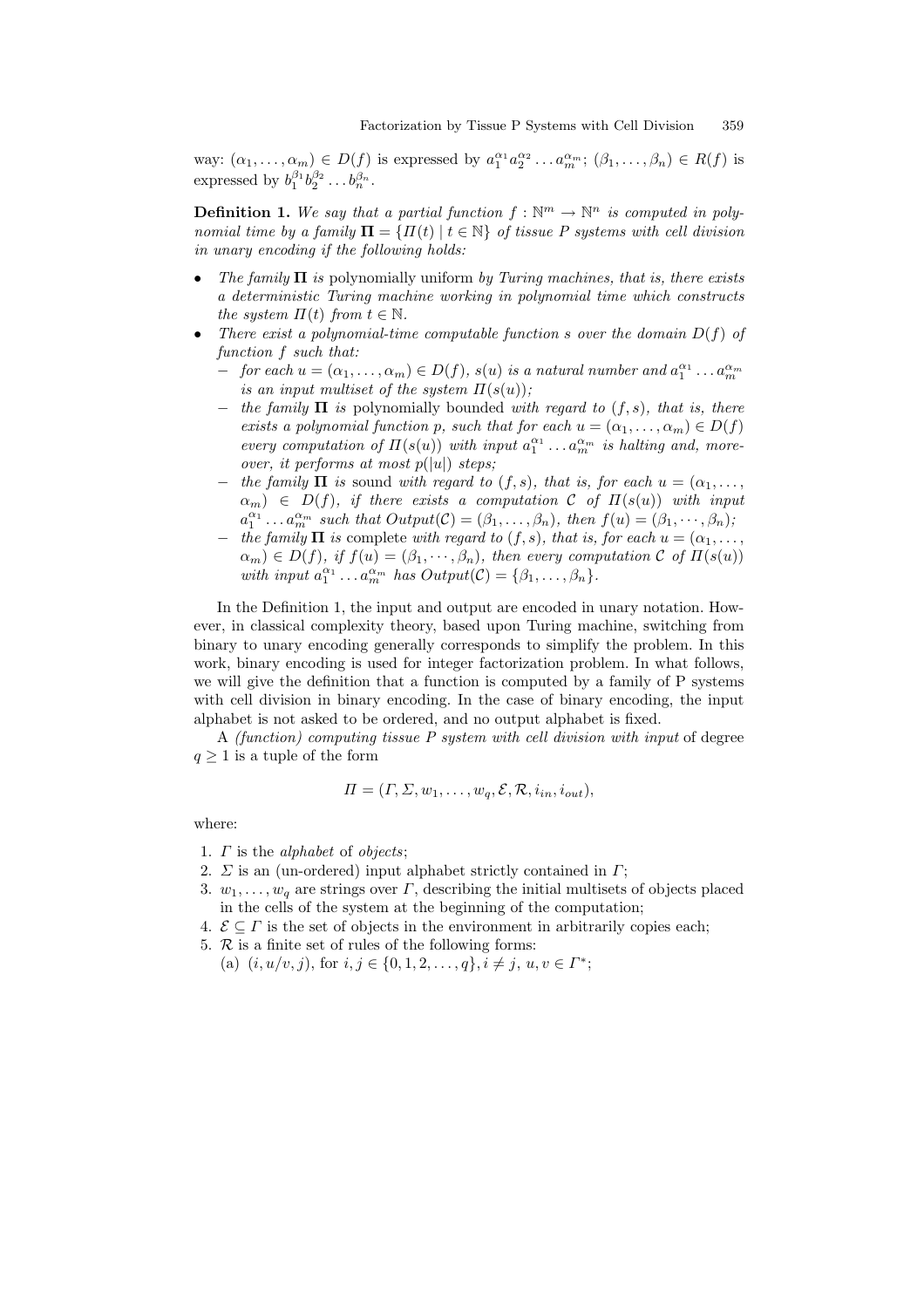way: $(\alpha_1, \ldots, \alpha_m) \in D(f)$ is expressed by $a_1^{\alpha_1} a_2^{\alpha_2} \ldots a_m^{\alpha_m}$; $(\beta_1, \ldots, \beta_n) \in R(f)$ is expressed by $b_1^{\beta_1} b_2^{\beta_2} \ldots b_n^{\beta_n}$.

**Definition 1.** *We say that a partial function $f : \mathbb{N}^m \to \mathbb{N}^n$ is computed in polynomial time by a family $\mathbf{\Pi} = \{\Pi(t) \mid t \in \mathbb{N}\}$ of tissue P systems with cell division in unary encoding if the following holds:*

- *The family $\mathbf{\Pi}$ is* polynomially uniform *by Turing machines, that is, there exists a deterministic Turing machine working in polynomial time which constructs the system $\Pi(t)$ from $t \in \mathbb{N}$.*
- *There exist a polynomial-time computable function $s$ over the domain $D(f)$ of function $f$ such that:*
  - *for each $u = (\alpha_1, \ldots, \alpha_m) \in D(f)$, $s(u)$ is a natural number and $a_1^{\alpha_1} \ldots a_m^{\alpha_m}$ is an input multiset of the system $\Pi(s(u))$;*
  - *the family $\mathbf{\Pi}$ is* polynomially bounded *with regard to $(f, s)$, that is, there exists a polynomial function $p$, such that for each $u = (\alpha_1, \ldots, \alpha_m) \in D(f)$ every computation of $\Pi(s(u))$ with input $a_1^{\alpha_1} \ldots a_m^{\alpha_m}$ is halting and, moreover, it performs at most $p(|u|)$ steps;*
  - *the family $\mathbf{\Pi}$ is* sound *with regard to $(f, s)$, that is, for each $u = (\alpha_1, \ldots, \alpha_m) \in D(f)$, if there exists a computation $\mathcal{C}$ of $\Pi(s(u))$ with input $a_1^{\alpha_1} \ldots a_m^{\alpha_m}$ such that $Output(\mathcal{C}) = (\beta_1, \ldots, \beta_n)$, then $f(u) = (\beta_1, \cdots, \beta_n)$;*
  - *the family $\mathbf{\Pi}$ is* complete *with regard to $(f, s)$, that is, for each $u = (\alpha_1, \ldots, \alpha_m) \in D(f)$, if $f(u) = (\beta_1, \cdots, \beta_n)$, then every computation $\mathcal{C}$ of $\Pi(s(u))$ with input $a_1^{\alpha_1} \ldots a_m^{\alpha_m}$ has $Output(\mathcal{C}) = \{\beta_1, \ldots, \beta_n\}$.*

In the Definition 1, the input and output are encoded in unary notation. However, in classical complexity theory, based upon Turing machine, switching from binary to unary encoding generally corresponds to simplify the problem. In this work, binary encoding is used for integer factorization problem. In what follows, we will give the definition that a function is computed by a family of P systems with cell division in binary encoding. In the case of binary encoding, the input alphabet is not asked to be ordered, and no output alphabet is fixed.

A *(function) computing tissue P system with cell division with input* of degree $q \geq 1$ is a tuple of the form

$$\Pi = (\Gamma, \Sigma, w_1, \ldots, w_q, \mathcal{E}, \mathcal{R}, i_{in}, i_{out}),$$

where:

1. $\Gamma$ is the *alphabet* of *objects*;
2. $\Sigma$ is an (un-ordered) input alphabet strictly contained in $\Gamma$;
3. $w_1, \ldots, w_q$ are strings over $\Gamma$, describing the initial multisets of objects placed in the cells of the system at the beginning of the computation;
4. $\mathcal{E} \subseteq \Gamma$ is the set of objects in the environment in arbitrarily copies each;
5. $\mathcal{R}$ is a finite set of rules of the following forms:
   (a) $(i, u/v, j)$, for $i, j \in \{0, 1, 2, \ldots, q\}, i \neq j$, $u, v \in \Gamma^*$;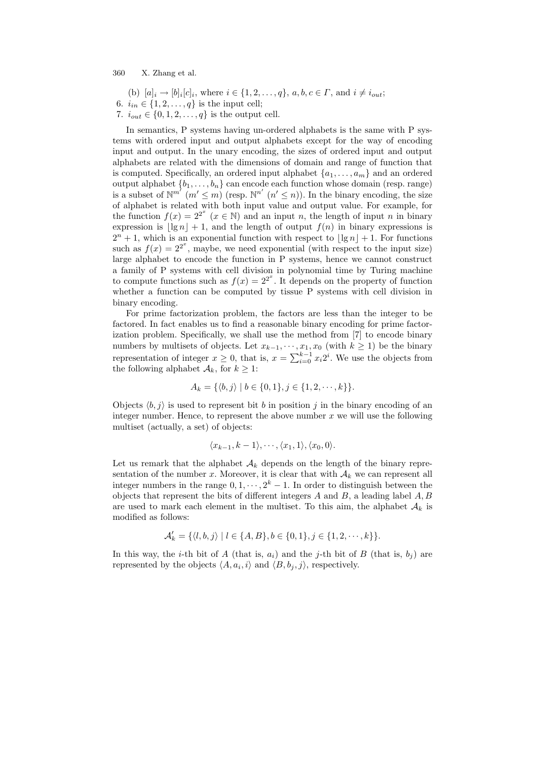(b) $[a]_i \rightarrow [b]_i[c]_i$, where $i \in \{1, 2, \ldots, q\}$, $a, b, c \in \Gamma$, and $i \neq i_{out}$;

6. $i_{in} \in \{1, 2, \ldots, q\}$ is the input cell;
7. $i_{out} \in \{0, 1, 2, \ldots, q\}$ is the output cell.

In semantics, P systems having un-ordered alphabets is the same with P systems with ordered input and output alphabets except for the way of encoding input and output. In the unary encoding, the sizes of ordered input and output alphabets are related with the dimensions of domain and range of function that is computed. Specifically, an ordered input alphabet $\{a_1, \ldots, a_m\}$ and an ordered output alphabet $\{b_1, \ldots, b_n\}$ can encode each function whose domain (resp. range) is a subset of $\mathbb{N}^{m'}$ $(m' \leq m)$ (resp. $\mathbb{N}^{n'}$ $(n' \leq n)$). In the binary encoding, the size of alphabet is related with both input value and output value. For example, for the function $f(x) = 2^{2^x}$ $(x \in \mathbb{N})$ and an input $n$, the length of input $n$ in binary expression is $\lfloor \lg n \rfloor + 1$, and the length of output $f(n)$ in binary expressions is $2^n + 1$, which is an exponential function with respect to $\lfloor \lg n \rfloor + 1$. For functions such as $f(x) = 2^{2^x}$, maybe, we need exponential (with respect to the input size) large alphabet to encode the function in P systems, hence we cannot construct a family of P systems with cell division in polynomial time by Turing machine to compute functions such as $f(x) = 2^{2^x}$. It depends on the property of function whether a function can be computed by tissue P systems with cell division in binary encoding.

For prime factorization problem, the factors are less than the integer to be factored. In fact enables us to find a reasonable binary encoding for prime factorization problem. Specifically, we shall use the method from [7] to encode binary numbers by multisets of objects. Let $x_{k-1}, \cdots, x_1, x_0$ (with $k \geq 1$) be the binary representation of integer $x \geq 0$, that is, $x = \sum_{i=0}^{k-1} x_i 2^i$. We use the objects from the following alphabet $\mathcal{A}_k$, for $k \geq 1$:

$$A_k = \{\langle b, j \rangle \mid b \in \{0, 1\}, j \in \{1, 2, \cdots, k\}\}.$$

Objects $\langle b, j \rangle$ is used to represent bit $b$ in position $j$ in the binary encoding of an integer number. Hence, to represent the above number $x$ we will use the following multiset (actually, a set) of objects:

$$\langle x_{k-1}, k-1 \rangle, \cdots, \langle x_1, 1 \rangle, \langle x_0, 0 \rangle.$$

Let us remark that the alphabet $\mathcal{A}_k$ depends on the length of the binary representation of the number $x$. Moreover, it is clear that with $\mathcal{A}_k$ we can represent all integer numbers in the range $0, 1, \cdots, 2^k - 1$. In order to distinguish between the objects that represent the bits of different integers $A$ and $B$, a leading label $A, B$ are used to mark each element in the multiset. To this aim, the alphabet $\mathcal{A}_k$ is modified as follows:

$$\mathcal{A}'_k = \{\langle l, b, j \rangle \mid l \in \{A, B\}, b \in \{0, 1\}, j \in \{1, 2, \cdots, k\}\}.$$

In this way, the $i$-th bit of $A$ (that is, $a_i$) and the $j$-th bit of $B$ (that is, $b_j$) are represented by the objects $\langle A, a_i, i \rangle$ and $\langle B, b_j, j \rangle$, respectively.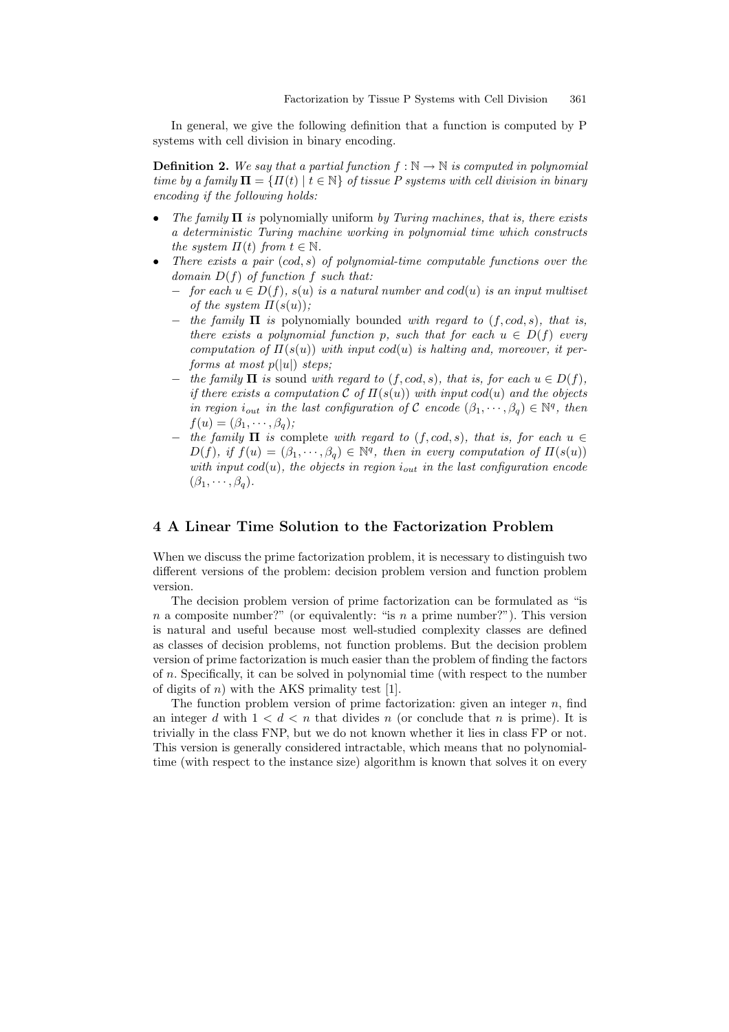In general, we give the following definition that a function is computed by P systems with cell division in binary encoding.

**Definition 2.** *We say that a partial function $f : \mathbb{N} \to \mathbb{N}$ is computed in polynomial time by a family $\mathbf{\Pi} = \{\Pi(t) \mid t \in \mathbb{N}\}$ of tissue P systems with cell division in binary encoding if the following holds:*

- *The family $\mathbf{\Pi}$ is* polynomially uniform *by Turing machines, that is, there exists a deterministic Turing machine working in polynomial time which constructs the system $\Pi(t)$ from $t \in \mathbb{N}$.*
- *There exists a pair $(cod, s)$ of polynomial-time computable functions over the domain $D(f)$ of function $f$ such that:*
  - *for each $u \in D(f)$, $s(u)$ is a natural number and $cod(u)$ is an input multiset of the system $\Pi(s(u))$;*
  - *the family $\mathbf{\Pi}$ is* polynomially bounded *with regard to $(f, cod, s)$, that is, there exists a polynomial function $p$, such that for each $u \in D(f)$ every computation of $\Pi(s(u))$ with input $cod(u)$ is halting and, moreover, it performs at most $p(|u|)$ steps;*
  - *the family $\mathbf{\Pi}$ is* sound *with regard to $(f, cod, s)$, that is, for each $u \in D(f)$, if there exists a computation $\mathcal{C}$ of $\Pi(s(u))$ with input $cod(u)$ and the objects in region $i_{out}$ in the last configuration of $\mathcal{C}$ encode $(\beta_1, \cdots, \beta_q) \in \mathbb{N}^q$, then $f(u) = (\beta_1, \cdots, \beta_q)$;*
  - *the family $\mathbf{\Pi}$ is* complete *with regard to $(f, cod, s)$, that is, for each $u \in D(f)$, if $f(u) = (\beta_1, \cdots, \beta_q) \in \mathbb{N}^q$, then in every computation of $\Pi(s(u))$ with input $cod(u)$, the objects in region $i_{out}$ in the last configuration encode $(\beta_1, \cdots, \beta_q)$.*

## 4 A Linear Time Solution to the Factorization Problem

When we discuss the prime factorization problem, it is necessary to distinguish two different versions of the problem: decision problem version and function problem version.

The decision problem version of prime factorization can be formulated as "is $n$ a composite number?" (or equivalently: "is $n$ a prime number?"). This version is natural and useful because most well-studied complexity classes are defined as classes of decision problems, not function problems. But the decision problem version of prime factorization is much easier than the problem of finding the factors of $n$. Specifically, it can be solved in polynomial time (with respect to the number of digits of $n$) with the AKS primality test [1].

The function problem version of prime factorization: given an integer $n$, find an integer $d$ with $1 < d < n$ that divides $n$ (or conclude that $n$ is prime). It is trivially in the class FNP, but we do not known whether it lies in class FP or not. This version is generally considered intractable, which means that no polynomial-time (with respect to the instance size) algorithm is known that solves it on every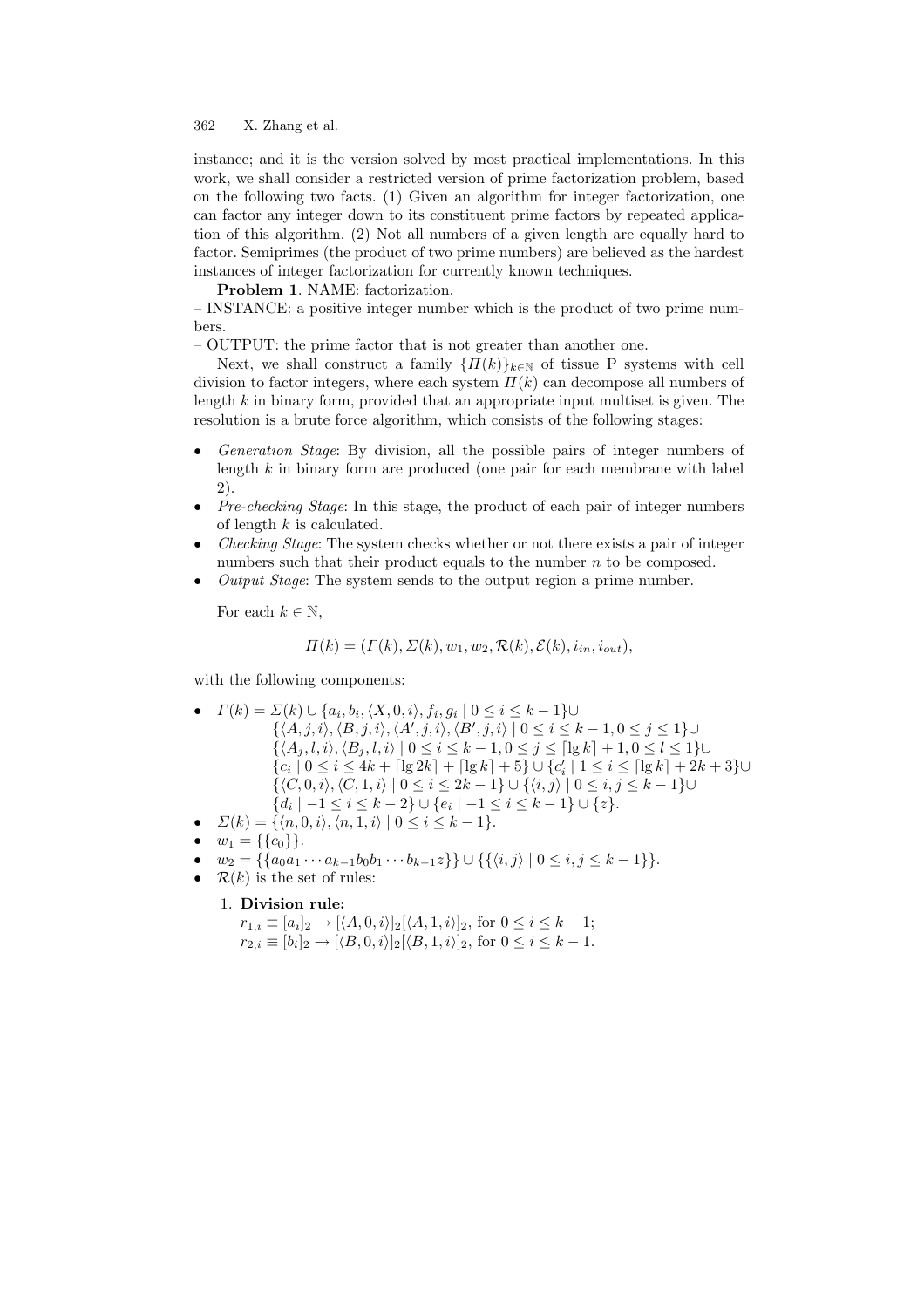instance; and it is the version solved by most practical implementations. In this work, we shall consider a restricted version of prime factorization problem, based on the following two facts. (1) Given an algorithm for integer factorization, one can factor any integer down to its constituent prime factors by repeated application of this algorithm. (2) Not all numbers of a given length are equally hard to factor. Semiprimes (the product of two prime numbers) are believed as the hardest instances of integer factorization for currently known techniques.

**Problem 1**. NAME: factorization.

– INSTANCE: a positive integer number which is the product of two prime numbers.

– OUTPUT: the prime factor that is not greater than another one.

Next, we shall construct a family $\{\Pi(k)\}_{k\in\mathbb{N}}$ of tissue P systems with cell division to factor integers, where each system $\Pi(k)$ can decompose all numbers of length $k$ in binary form, provided that an appropriate input multiset is given. The resolution is a brute force algorithm, which consists of the following stages:

- *Generation Stage*: By division, all the possible pairs of integer numbers of length $k$ in binary form are produced (one pair for each membrane with label 2).
- *Pre-checking Stage*: In this stage, the product of each pair of integer numbers of length $k$ is calculated.
- *Checking Stage*: The system checks whether or not there exists a pair of integer numbers such that their product equals to the number $n$ to be composed.
- *Output Stage*: The system sends to the output region a prime number.

For each $k \in \mathbb{N}$,

$$\Pi(k) = (\Gamma(k), \Sigma(k), w_1, w_2, \mathcal{R}(k), \mathcal{E}(k), i_{in}, i_{out}),$$

with the following components:

- $\Gamma(k) = \Sigma(k) \cup \{a_i, b_i, \langle X, 0, i\rangle, f_i, g_i \mid 0 \le i \le k-1\} \cup$
  $\{\langle A, j, i\rangle, \langle B, j, i\rangle, \langle A', j, i\rangle, \langle B', j, i\rangle \mid 0 \le i \le k-1, 0 \le j \le 1\} \cup$
  $\{\langle A_j, l, i\rangle, \langle B_j, l, i\rangle \mid 0 \le i \le k-1, 0 \le j \le \lceil \lg k\rceil + 1, 0 \le l \le 1\} \cup$
  $\{c_i \mid 0 \le i \le 4k + \lceil \lg 2k\rceil + \lceil \lg k\rceil + 5\} \cup \{c'_i \mid 1 \le i \le \lceil \lg k\rceil + 2k + 3\} \cup$
  $\{\langle C, 0, i\rangle, \langle C, 1, i\rangle \mid 0 \le i \le 2k-1\} \cup \{\langle i, j\rangle \mid 0 \le i, j \le k-1\} \cup$
  $\{d_i \mid -1 \le i \le k-2\} \cup \{e_i \mid -1 \le i \le k-1\} \cup \{z\}$.
- $\Sigma(k) = \{\langle n, 0, i\rangle, \langle n, 1, i\rangle \mid 0 \le i \le k-1\}$.
- $w_1 = \{\{c_0\}\}$.
- $w_2 = \{\{a_0 a_1 \cdots a_{k-1} b_0 b_1 \cdots b_{k-1} z\}\} \cup \{\{\langle i, j\rangle \mid 0 \le i, j \le k-1\}\}$.
- $\mathcal{R}(k)$ is the set of rules:
  1. **Division rule:**
     $r_{1,i} \equiv [a_i]_2 \to [\langle A, 0, i\rangle]_2[\langle A, 1, i\rangle]_2$, for $0 \le i \le k-1$;
     $r_{2,i} \equiv [b_i]_2 \to [\langle B, 0, i\rangle]_2[\langle B, 1, i\rangle]_2$, for $0 \le i \le k-1$.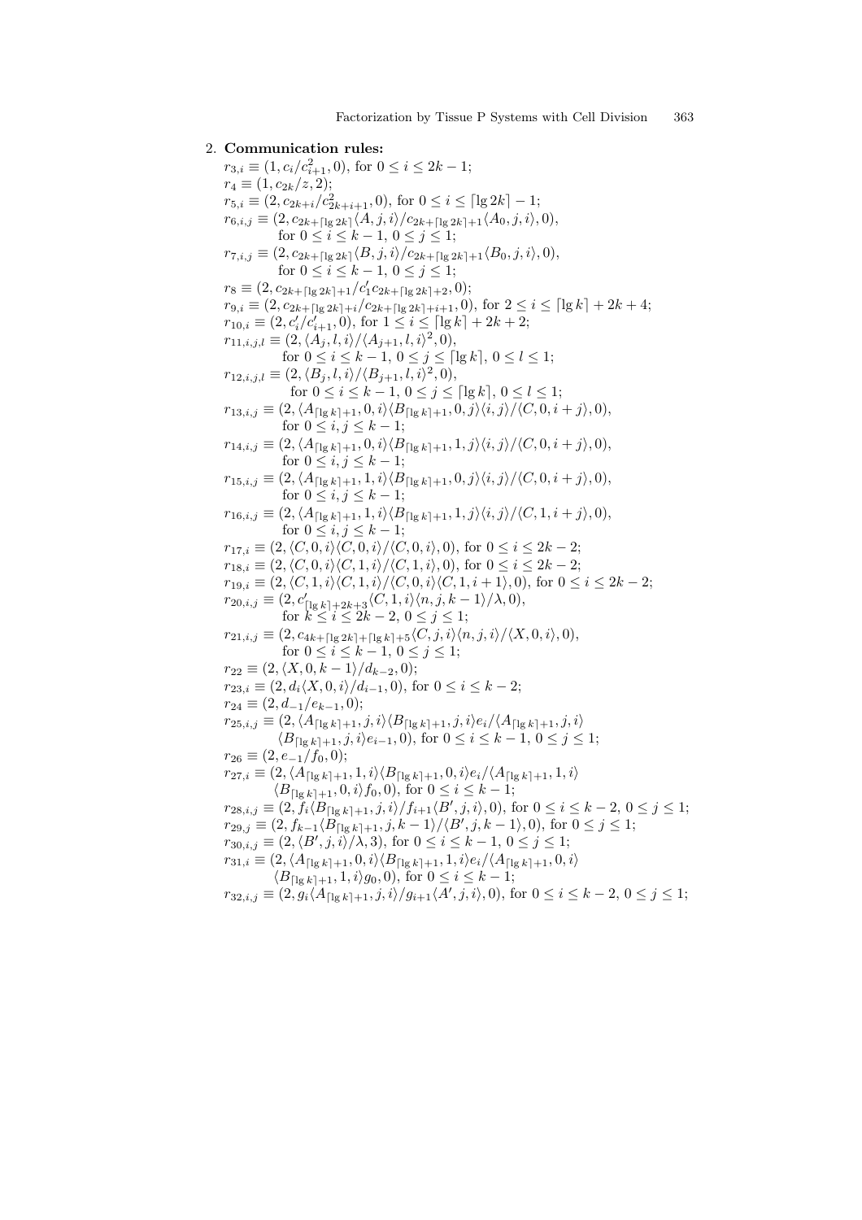2. **Communication rules:**

$r_{3,i} \equiv (1, c_i/c_{i+1}^2, 0)$, for $0 \le i \le 2k-1$;

$r_4 \equiv (1, c_{2k}/z, 2)$;

$r_{5,i} \equiv (2, c_{2k+i}/c_{2k+i+1}^2, 0)$, for $0 \le i \le \lceil \lg 2k \rceil - 1$;

$r_{6,i,j} \equiv (2, c_{2k+\lceil \lg 2k \rceil}\langle A, j, i\rangle / c_{2k+\lceil \lg 2k \rceil+1}\langle A_0, j, i\rangle, 0)$, for $0 \le i \le k-1$, $0 \le j \le 1$;

$r_{7,i,j} \equiv (2, c_{2k+\lceil \lg 2k \rceil}\langle B, j, i\rangle / c_{2k+\lceil \lg 2k \rceil+1}\langle B_0, j, i\rangle, 0)$, for $0 \le i \le k-1$, $0 \le j \le 1$;

$r_8 \equiv (2, c_{2k+\lceil \lg 2k \rceil+1}/c'_1 c_{2k+\lceil \lg 2k \rceil+2}, 0)$;

$r_{9,i} \equiv (2, c_{2k+\lceil \lg 2k \rceil+i}/c_{2k+\lceil \lg 2k \rceil+i+1}, 0)$, for $2 \le i \le \lceil \lg k \rceil + 2k + 4$;

$r_{10,i} \equiv (2, c'_i/c'_{i+1}, 0)$, for $1 \le i \le \lceil \lg k \rceil + 2k + 2$;

$r_{11,i,j,l} \equiv (2, \langle A_j, l, i\rangle / \langle A_{j+1}, l, i\rangle^2, 0)$, for $0 \le i \le k-1$, $0 \le j \le \lceil \lg k \rceil$, $0 \le l \le 1$;

$r_{12,i,j,l} \equiv (2, \langle B_j, l, i\rangle / \langle B_{j+1}, l, i\rangle^2, 0)$, for $0 \le i \le k-1$, $0 \le j \le \lceil \lg k \rceil$, $0 \le l \le 1$;

$r_{13,i,j} \equiv (2, \langle A_{\lceil \lg k \rceil+1}, 0, i\rangle \langle B_{\lceil \lg k \rceil+1}, 0, j\rangle \langle i, j\rangle / \langle C, 0, i+j\rangle, 0)$, for $0 \le i, j \le k-1$;

$r_{14,i,j} \equiv (2, \langle A_{\lceil \lg k \rceil+1}, 0, i\rangle \langle B_{\lceil \lg k \rceil+1}, 1, j\rangle \langle i, j\rangle / \langle C, 0, i+j\rangle, 0)$, for $0 \le i, j \le k-1$;

$r_{15,i,j} \equiv (2, \langle A_{\lceil \lg k \rceil+1}, 1, i\rangle \langle B_{\lceil \lg k \rceil+1}, 0, j\rangle \langle i, j\rangle / \langle C, 0, i+j\rangle, 0)$, for $0 \le i, j \le k-1$;

$r_{16,i,j} \equiv (2, \langle A_{\lceil \lg k \rceil+1}, 1, i\rangle \langle B_{\lceil \lg k \rceil+1}, 1, j\rangle \langle i, j\rangle / \langle C, 1, i+j\rangle, 0)$, for $0 \le i, j \le k-1$;

$r_{17,i} \equiv (2, \langle C, 0, i\rangle \langle C, 0, i\rangle / \langle C, 0, i\rangle, 0)$, for $0 \le i \le 2k-2$;

$r_{18,i} \equiv (2, \langle C, 0, i\rangle \langle C, 1, i\rangle / \langle C, 1, i\rangle, 0)$, for $0 \le i \le 2k-2$;

$r_{19,i} \equiv (2, \langle C, 1, i\rangle \langle C, 1, i\rangle / \langle C, 0, i\rangle \langle C, 1, i+1\rangle, 0)$, for $0 \le i \le 2k-2$;

$r_{20,i,j} \equiv (2, c'_{\lceil \lg k \rceil+2k+3}\langle C, 1, i\rangle \langle n, j, k-1\rangle / \lambda, 0)$, for $k \le i \le 2k-2$, $0 \le j \le 1$;

$r_{21,i,j} \equiv (2, c_{4k+\lceil \lg 2k \rceil+\lceil \lg k \rceil+5}\langle C, j, i\rangle \langle n, j, i\rangle / \langle X, 0, i\rangle, 0)$, for $0 \le i \le k-1$, $0 \le j \le 1$;

$r_{22} \equiv (2, \langle X, 0, k-1\rangle / d_{k-2}, 0)$;

$r_{23,i} \equiv (2, d_i \langle X, 0, i\rangle / d_{i-1}, 0)$, for $0 \le i \le k-2$;

$r_{24} \equiv (2, d_{-1}/e_{k-1}, 0)$;

$r_{25,i,j} \equiv (2, \langle A_{\lceil \lg k \rceil+1}, j, i\rangle \langle B_{\lceil \lg k \rceil+1}, j, i\rangle e_i / \langle A_{\lceil \lg k \rceil+1}, j, i\rangle \langle B_{\lceil \lg k \rceil+1}, j, i\rangle e_{i-1}, 0)$, for $0 \le i \le k-1$, $0 \le j \le 1$;

$r_{26} \equiv (2, e_{-1}/f_0, 0)$;

$r_{27,i} \equiv (2, \langle A_{\lceil \lg k \rceil+1}, 1, i\rangle \langle B_{\lceil \lg k \rceil+1}, 0, i\rangle e_i / \langle A_{\lceil \lg k \rceil+1}, 1, i\rangle \langle B_{\lceil \lg k \rceil+1}, 0, i\rangle f_0, 0)$, for $0 \le i \le k-1$;

$r_{28,i,j} \equiv (2, f_i \langle B_{\lceil \lg k \rceil+1}, j, i\rangle / f_{i+1}\langle B', j, i\rangle, 0)$, for $0 \le i \le k-2$, $0 \le j \le 1$;

$r_{29,j} \equiv (2, f_{k-1}\langle B_{\lceil \lg k \rceil+1}, j, k-1\rangle / \langle B', j, k-1\rangle, 0)$, for $0 \le j \le 1$;

$r_{30,i,j} \equiv (2, \langle B', j, i\rangle / \lambda, 3)$, for $0 \le i \le k-1$, $0 \le j \le 1$;

$r_{31,i} \equiv (2, \langle A_{\lceil \lg k \rceil+1}, 0, i\rangle \langle B_{\lceil \lg k \rceil+1}, 1, i\rangle e_i / \langle A_{\lceil \lg k \rceil+1}, 0, i\rangle \langle B_{\lceil \lg k \rceil+1}, 1, i\rangle g_0, 0)$, for $0 \le i \le k-1$;

$r_{32,i,j} \equiv (2, g_i \langle A_{\lceil \lg k \rceil+1}, j, i\rangle / g_{i+1}\langle A', j, i\rangle, 0)$, for $0 \le i \le k-2$, $0 \le j \le 1$;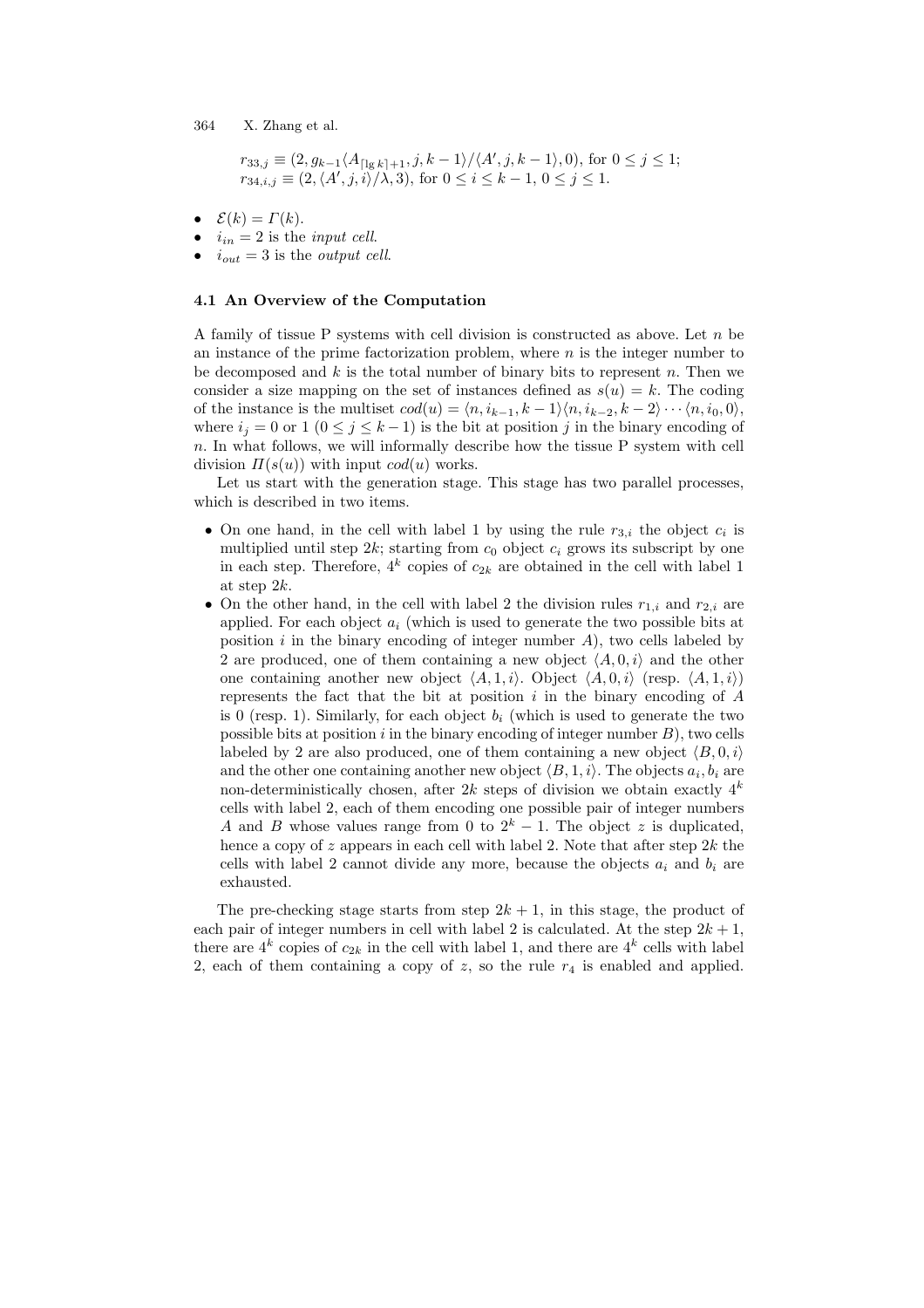$r_{33,j} \equiv (2, g_{k-1}\langle A_{\lceil \lg k \rceil+1}, j, k-1\rangle / \langle A', j, k-1\rangle, 0)$, for $0 \leq j \leq 1$;
$r_{34,i,j} \equiv (2, \langle A', j, i\rangle / \lambda, 3)$, for $0 \leq i \leq k-1$, $0 \leq j \leq 1$.

- $\mathcal{E}(k) = \Gamma(k)$.
- $i_{in} = 2$ is the *input cell*.
- $i_{out} = 3$ is the *output cell*.

### 4.1 An Overview of the Computation

A family of tissue P systems with cell division is constructed as above. Let $n$ be an instance of the prime factorization problem, where $n$ is the integer number to be decomposed and $k$ is the total number of binary bits to represent $n$. Then we consider a size mapping on the set of instances defined as $s(u) = k$. The coding of the instance is the multiset $cod(u) = \langle n, i_{k-1}, k-1\rangle\langle n, i_{k-2}, k-2\rangle \cdots \langle n, i_0, 0\rangle$, where $i_j = 0$ or $1$ ($0 \leq j \leq k-1$) is the bit at position $j$ in the binary encoding of $n$. In what follows, we will informally describe how the tissue P system with cell division $\Pi(s(u))$ with input $cod(u)$ works.

Let us start with the generation stage. This stage has two parallel processes, which is described in two items.

- On one hand, in the cell with label 1 by using the rule $r_{3,i}$ the object $c_i$ is multiplied until step $2k$; starting from $c_0$ object $c_i$ grows its subscript by one in each step. Therefore, $4^k$ copies of $c_{2k}$ are obtained in the cell with label 1 at step $2k$.
- On the other hand, in the cell with label 2 the division rules $r_{1,i}$ and $r_{2,i}$ are applied. For each object $a_i$ (which is used to generate the two possible bits at position $i$ in the binary encoding of integer number $A$), two cells labeled by 2 are produced, one of them containing a new object $\langle A, 0, i\rangle$ and the other one containing another new object $\langle A, 1, i\rangle$. Object $\langle A, 0, i\rangle$ (resp. $\langle A, 1, i\rangle$) represents the fact that the bit at position $i$ in the binary encoding of $A$ is 0 (resp. 1). Similarly, for each object $b_i$ (which is used to generate the two possible bits at position $i$ in the binary encoding of integer number $B$), two cells labeled by 2 are also produced, one of them containing a new object $\langle B, 0, i\rangle$ and the other one containing another new object $\langle B, 1, i\rangle$. The objects $a_i, b_i$ are non-deterministically chosen, after $2k$ steps of division we obtain exactly $4^k$ cells with label 2, each of them encoding one possible pair of integer numbers $A$ and $B$ whose values range from 0 to $2^k - 1$. The object $z$ is duplicated, hence a copy of $z$ appears in each cell with label 2. Note that after step $2k$ the cells with label 2 cannot divide any more, because the objects $a_i$ and $b_i$ are exhausted.

The pre-checking stage starts from step $2k+1$, in this stage, the product of each pair of integer numbers in cell with label 2 is calculated. At the step $2k+1$, there are $4^k$ copies of $c_{2k}$ in the cell with label 1, and there are $4^k$ cells with label 2, each of them containing a copy of $z$, so the rule $r_4$ is enabled and applied.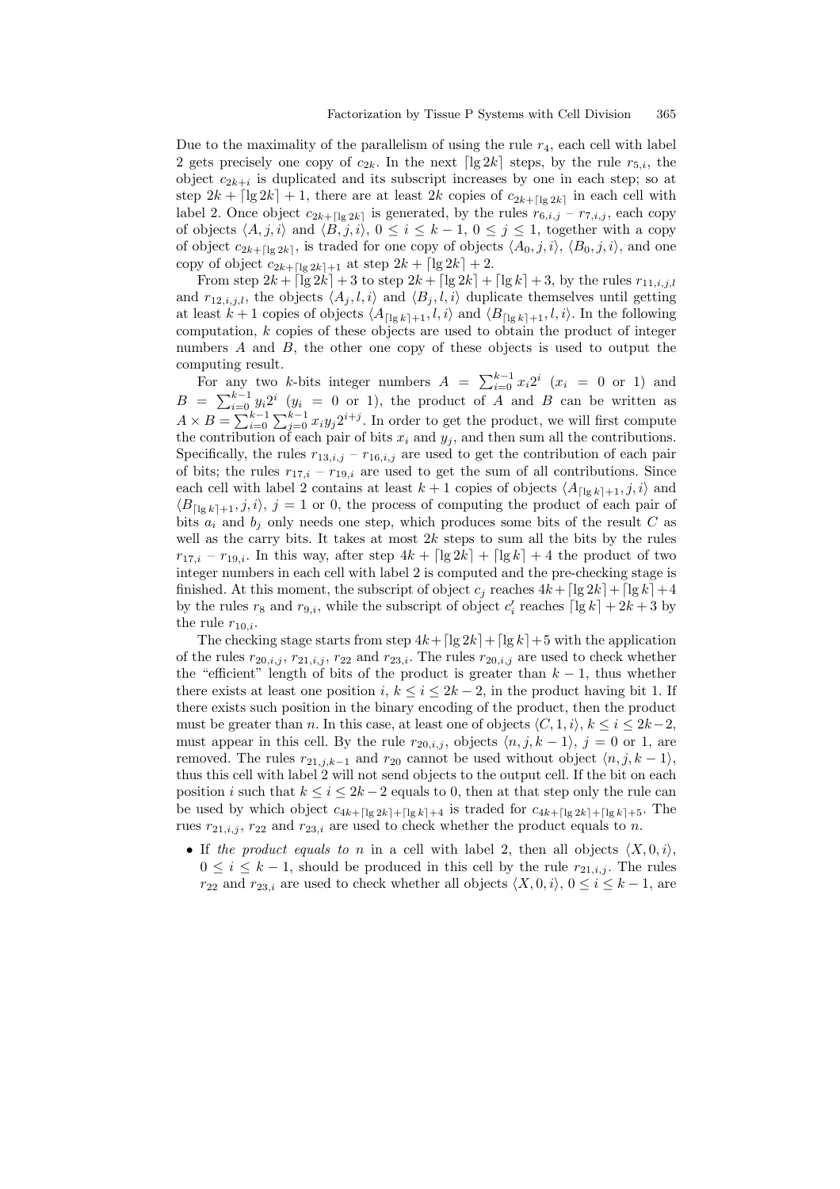Due to the maximality of the parallelism of using the rule $r_4$, each cell with label 2 gets precisely one copy of $c_{2k}$. In the next $\lceil \lg 2k \rceil$ steps, by the rule $r_{5,i}$, the object $c_{2k+i}$ is duplicated and its subscript increases by one in each step; so at step $2k + \lceil \lg 2k \rceil + 1$, there are at least $2k$ copies of $c_{2k+\lceil \lg 2k \rceil}$ in each cell with label 2. Once object $c_{2k+\lceil \lg 2k \rceil}$ is generated, by the rules $r_{6,i,j}$ – $r_{7,i,j}$, each copy of objects $\langle A, j, i \rangle$ and $\langle B, j, i \rangle$, $0 \le i \le k-1$, $0 \le j \le 1$, together with a copy of object $c_{2k+\lceil \lg 2k \rceil}$, is traded for one copy of objects $\langle A_0, j, i \rangle$, $\langle B_0, j, i \rangle$, and one copy of object $c_{2k+\lceil \lg 2k \rceil+1}$ at step $2k + \lceil \lg 2k \rceil + 2$.

From step $2k + \lceil \lg 2k \rceil + 3$ to step $2k + \lceil \lg 2k \rceil + \lceil \lg k \rceil + 3$, by the rules $r_{11,i,j,l}$ and $r_{12,i,j,l}$, the objects $\langle A_j, l, i \rangle$ and $\langle B_j, l, i \rangle$ duplicate themselves until getting at least $k+1$ copies of objects $\langle A_{\lceil \lg k \rceil+1}, l, i \rangle$ and $\langle B_{\lceil \lg k \rceil+1}, l, i \rangle$. In the following computation, $k$ copies of these objects are used to obtain the product of integer numbers $A$ and $B$, the other one copy of these objects is used to output the computing result.

For any two $k$-bits integer numbers $A = \sum_{i=0}^{k-1} x_i 2^i$ ($x_i = 0$ or 1) and $B = \sum_{i=0}^{k-1} y_i 2^i$ ($y_i = 0$ or 1), the product of $A$ and $B$ can be written as $A \times B = \sum_{i=0}^{k-1} \sum_{j=0}^{k-1} x_i y_j 2^{i+j}$. In order to get the product, we will first compute the contribution of each pair of bits $x_i$ and $y_j$, and then sum all the contributions. Specifically, the rules $r_{13,i,j}$ – $r_{16,i,j}$ are used to get the contribution of each pair of bits; the rules $r_{17,i}$ – $r_{19,i}$ are used to get the sum of all contributions. Since each cell with label 2 contains at least $k+1$ copies of objects $\langle A_{\lceil \lg k \rceil+1}, j, i \rangle$ and $\langle B_{\lceil \lg k \rceil+1}, j, i \rangle$, $j = 1$ or 0, the process of computing the product of each pair of bits $a_i$ and $b_j$ only needs one step, which produces some bits of the result $C$ as well as the carry bits. It takes at most $2k$ steps to sum all the bits by the rules $r_{17,i}$ – $r_{19,i}$. In this way, after step $4k + \lceil \lg 2k \rceil + \lceil \lg k \rceil + 4$ the product of two integer numbers in each cell with label 2 is computed and the pre-checking stage is finished. At this moment, the subscript of object $c_j$ reaches $4k + \lceil \lg 2k \rceil + \lceil \lg k \rceil + 4$ by the rules $r_8$ and $r_{9,i}$, while the subscript of object $c'_i$ reaches $\lceil \lg k \rceil + 2k + 3$ by the rule $r_{10,i}$.

The checking stage starts from step $4k + \lceil \lg 2k \rceil + \lceil \lg k \rceil + 5$ with the application of the rules $r_{20,i,j}$, $r_{21,i,j}$, $r_{22}$ and $r_{23,i}$. The rules $r_{20,i,j}$ are used to check whether the "efficient" length of bits of the product is greater than $k-1$, thus whether there exists at least one position $i$, $k \le i \le 2k-2$, in the product having bit 1. If there exists such position in the binary encoding of the product, then the product must be greater than $n$. In this case, at least one of objects $\langle C, 1, i \rangle$, $k \le i \le 2k-2$, must appear in this cell. By the rule $r_{20,i,j}$, objects $\langle n, j, k-1 \rangle$, $j = 0$ or 1, are removed. The rules $r_{21,j,k-1}$ and $r_{20}$ cannot be used without object $\langle n, j, k-1 \rangle$, thus this cell with label 2 will not send objects to the output cell. If the bit on each position $i$ such that $k \le i \le 2k-2$ equals to 0, then at that step only the rule can be used by which object $c_{4k+\lceil \lg 2k \rceil+\lceil \lg k \rceil+4}$ is traded for $c_{4k+\lceil \lg 2k \rceil+\lceil \lg k \rceil+5}$. The rues $r_{21,i,j}$, $r_{22}$ and $r_{23,i}$ are used to check whether the product equals to $n$.

- If *the product equals to* $n$ in a cell with label 2, then all objects $\langle X, 0, i \rangle$, $0 \le i \le k-1$, should be produced in this cell by the rule $r_{21,i,j}$. The rules $r_{22}$ and $r_{23,i}$ are used to check whether all objects $\langle X, 0, i \rangle$, $0 \le i \le k-1$, are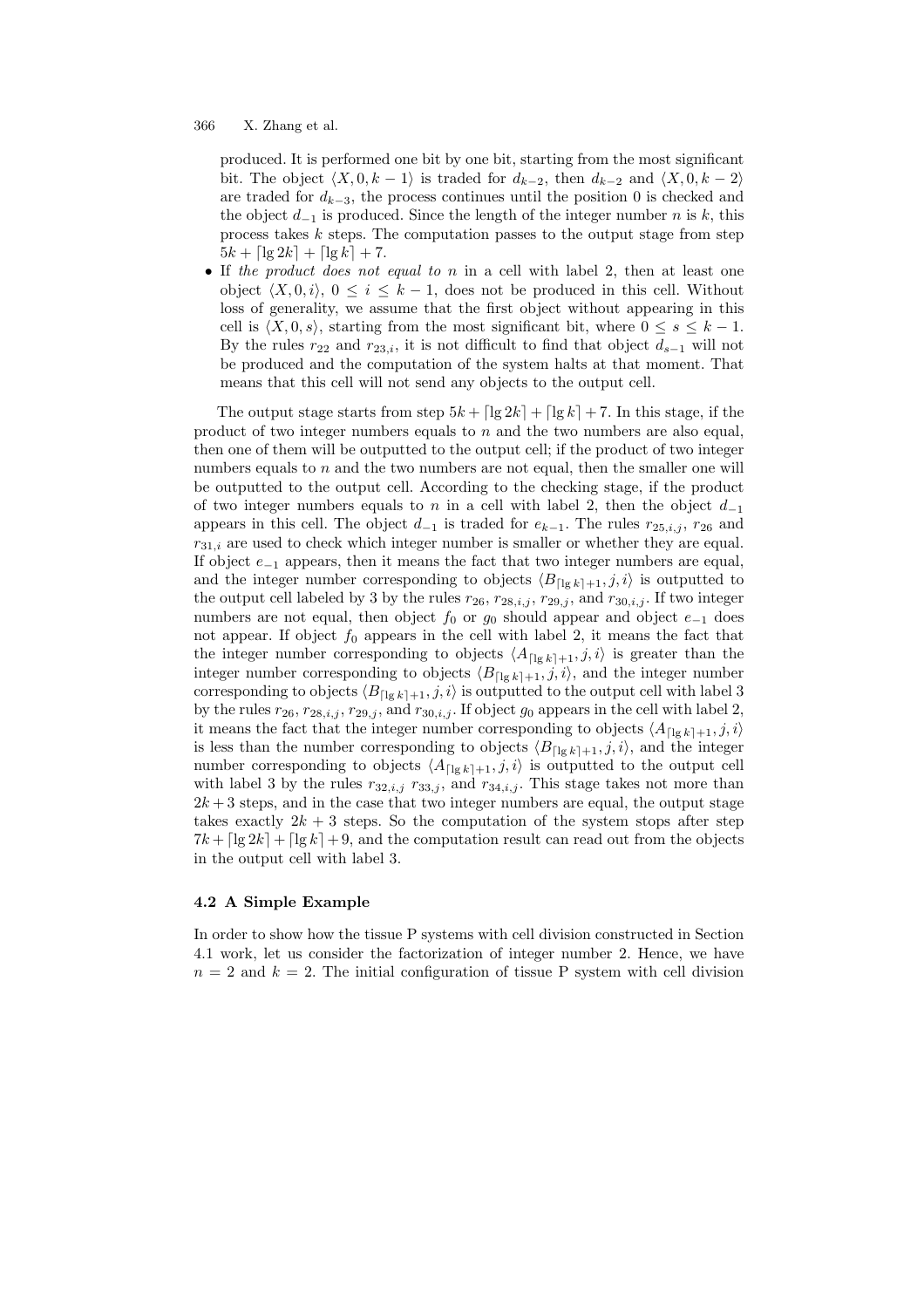produced. It is performed one bit by one bit, starting from the most significant bit. The object $\langle X, 0, k-1\rangle$ is traded for $d_{k-2}$, then $d_{k-2}$ and $\langle X, 0, k-2\rangle$ are traded for $d_{k-3}$, the process continues until the position 0 is checked and the object $d_{-1}$ is produced. Since the length of the integer number $n$ is $k$, this process takes $k$ steps. The computation passes to the output stage from step $5k + \lceil \lg 2k \rceil + \lceil \lg k \rceil + 7$.

- If *the product does not equal to* $n$ in a cell with label 2, then at least one object $\langle X, 0, i\rangle$, $0 \leq i \leq k-1$, does not be produced in this cell. Without loss of generality, we assume that the first object without appearing in this cell is $\langle X, 0, s\rangle$, starting from the most significant bit, where $0 \leq s \leq k-1$. By the rules $r_{22}$ and $r_{23,i}$, it is not difficult to find that object $d_{s-1}$ will not be produced and the computation of the system halts at that moment. That means that this cell will not send any objects to the output cell.

The output stage starts from step $5k + \lceil \lg 2k \rceil + \lceil \lg k \rceil + 7$. In this stage, if the product of two integer numbers equals to $n$ and the two numbers are also equal, then one of them will be outputted to the output cell; if the product of two integer numbers equals to $n$ and the two numbers are not equal, then the smaller one will be outputted to the output cell. According to the checking stage, if the product of two integer numbers equals to $n$ in a cell with label 2, then the object $d_{-1}$ appears in this cell. The object $d_{-1}$ is traded for $e_{k-1}$. The rules $r_{25,i,j}$, $r_{26}$ and $r_{31,i}$ are used to check which integer number is smaller or whether they are equal. If object $e_{-1}$ appears, then it means the fact that two integer numbers are equal, and the integer number corresponding to objects $\langle B_{\lceil \lg k \rceil+1}, j, i\rangle$ is outputted to the output cell labeled by 3 by the rules $r_{26}$, $r_{28,i,j}$, $r_{29,j}$, and $r_{30,i,j}$. If two integer numbers are not equal, then object $f_0$ or $g_0$ should appear and object $e_{-1}$ does not appear. If object $f_0$ appears in the cell with label 2, it means the fact that the integer number corresponding to objects $\langle A_{\lceil \lg k \rceil+1}, j, i\rangle$ is greater than the integer number corresponding to objects $\langle B_{\lceil \lg k \rceil+1}, j, i\rangle$, and the integer number corresponding to objects $\langle B_{\lceil \lg k \rceil+1}, j, i\rangle$ is outputted to the output cell with label 3 by the rules $r_{26}$, $r_{28,i,j}$, $r_{29,j}$, and $r_{30,i,j}$. If object $g_0$ appears in the cell with label 2, it means the fact that the integer number corresponding to objects $\langle A_{\lceil \lg k \rceil+1}, j, i\rangle$ is less than the number corresponding to objects $\langle B_{\lceil \lg k \rceil+1}, j, i\rangle$, and the integer number corresponding to objects $\langle A_{\lceil \lg k \rceil+1}, j, i\rangle$ is outputted to the output cell with label 3 by the rules $r_{32,i,j}$ $r_{33,j}$, and $r_{34,i,j}$. This stage takes not more than $2k+3$ steps, and in the case that two integer numbers are equal, the output stage takes exactly $2k+3$ steps. So the computation of the system stops after step $7k + \lceil \lg 2k \rceil + \lceil \lg k \rceil + 9$, and the computation result can read out from the objects in the output cell with label 3.

### 4.2 A Simple Example

In order to show how the tissue P systems with cell division constructed in Section 4.1 work, let us consider the factorization of integer number 2. Hence, we have $n = 2$ and $k = 2$. The initial configuration of tissue P system with cell division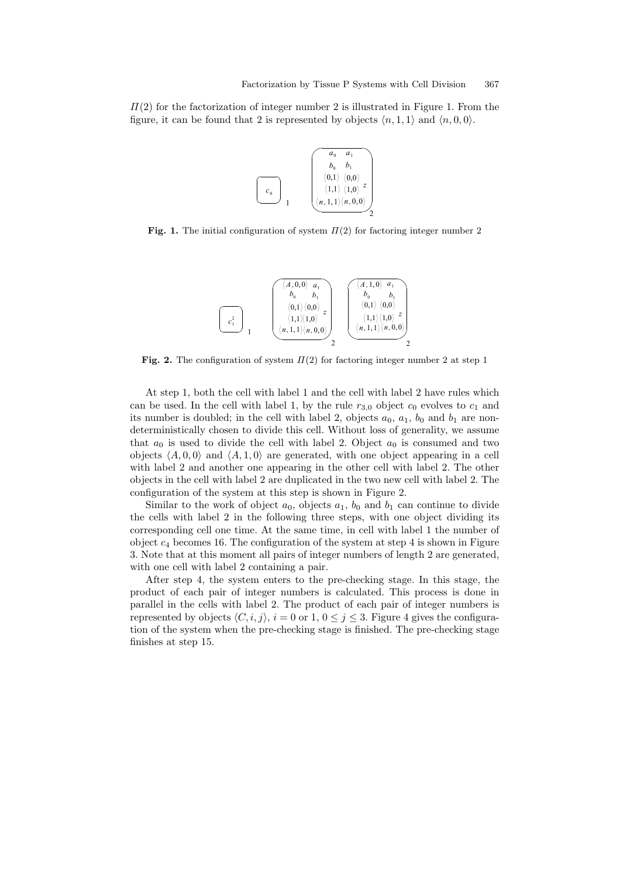$\Pi(2)$ for the factorization of integer number 2 is illustrated in Figure 1. From the figure, it can be found that 2 is represented by objects $\langle n, 1, 1\rangle$ and $\langle n, 0, 0\rangle$.

**Fig. 1.** The initial configuration of system $\Pi(2)$ for factoring integer number 2

**Fig. 2.** The configuration of system $\Pi(2)$ for factoring integer number 2 at step 1

At step 1, both the cell with label 1 and the cell with label 2 have rules which can be used. In the cell with label 1, by the rule $r_{3,0}$ object $c_0$ evolves to $c_1$ and its number is doubled; in the cell with label 2, objects $a_0$, $a_1$, $b_0$ and $b_1$ are non-deterministically chosen to divide this cell. Without loss of generality, we assume that $a_0$ is used to divide the cell with label 2. Object $a_0$ is consumed and two objects $\langle A, 0, 0\rangle$ and $\langle A, 1, 0\rangle$ are generated, with one object appearing in a cell with label 2 and another one appearing in the other cell with label 2. The other objects in the cell with label 2 are duplicated in the two new cell with label 2. The configuration of the system at this step is shown in Figure 2.

Similar to the work of object $a_0$, objects $a_1$, $b_0$ and $b_1$ can continue to divide the cells with label 2 in the following three steps, with one object dividing its corresponding cell one time. At the same time, in cell with label 1 the number of object $c_4$ becomes 16. The configuration of the system at step 4 is shown in Figure 3. Note that at this moment all pairs of integer numbers of length 2 are generated, with one cell with label 2 containing a pair.

After step 4, the system enters to the pre-checking stage. In this stage, the product of each pair of integer numbers is calculated. This process is done in parallel in the cells with label 2. The product of each pair of integer numbers is represented by objects $\langle C, i, j\rangle$, $i = 0$ or $1$, $0 \leq j \leq 3$. Figure 4 gives the configuration of the system when the pre-checking stage is finished. The pre-checking stage finishes at step 15.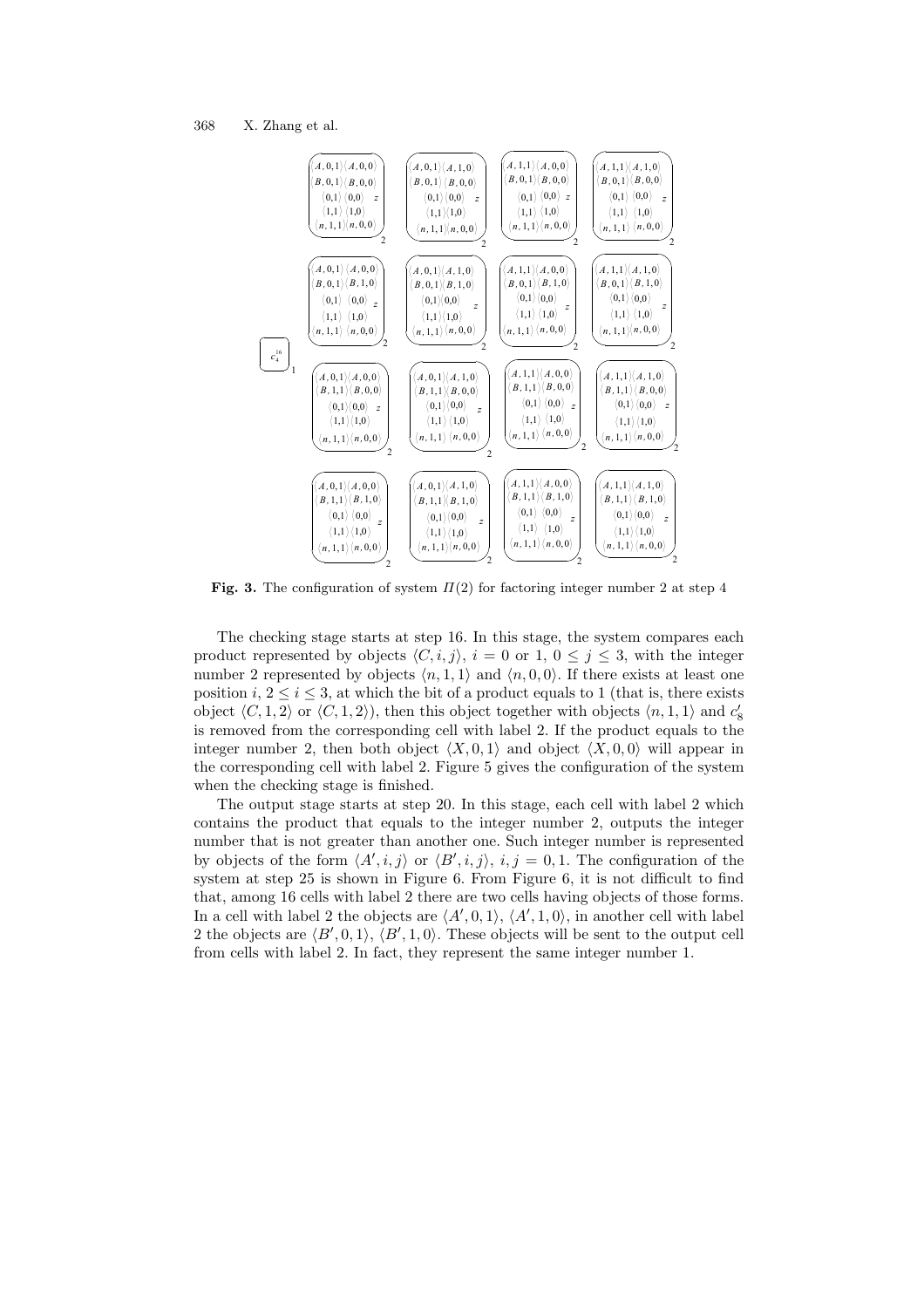**Fig. 3.** The configuration of system $\Pi(2)$ for factoring integer number 2 at step 4

The checking stage starts at step 16. In this stage, the system compares each product represented by objects $\langle C, i, j\rangle$, $i = 0$ or 1, $0 \le j \le 3$, with the integer number 2 represented by objects $\langle n, 1, 1\rangle$ and $\langle n, 0, 0\rangle$. If there exists at least one position $i$, $2 \le i \le 3$, at which the bit of a product equals to 1 (that is, there exists object $\langle C, 1, 2\rangle$ or $\langle C, 1, 2\rangle$), then this object together with objects $\langle n, 1, 1\rangle$ and $c'_8$ is removed from the corresponding cell with label 2. If the product equals to the integer number 2, then both object $\langle X, 0, 1\rangle$ and object $\langle X, 0, 0\rangle$ will appear in the corresponding cell with label 2. Figure 5 gives the configuration of the system when the checking stage is finished.

The output stage starts at step 20. In this stage, each cell with label 2 which contains the product that equals to the integer number 2, outputs the integer number that is not greater than another one. Such integer number is represented by objects of the form $\langle A', i, j\rangle$ or $\langle B', i, j\rangle$, $i, j = 0, 1$. The configuration of the system at step 25 is shown in Figure 6. From Figure 6, it is not difficult to find that, among 16 cells with label 2 there are two cells having objects of those forms. In a cell with label 2 the objects are $\langle A', 0, 1\rangle$, $\langle A', 1, 0\rangle$, in another cell with label 2 the objects are $\langle B', 0, 1\rangle$, $\langle B', 1, 0\rangle$. These objects will be sent to the output cell from cells with label 2. In fact, they represent the same integer number 1.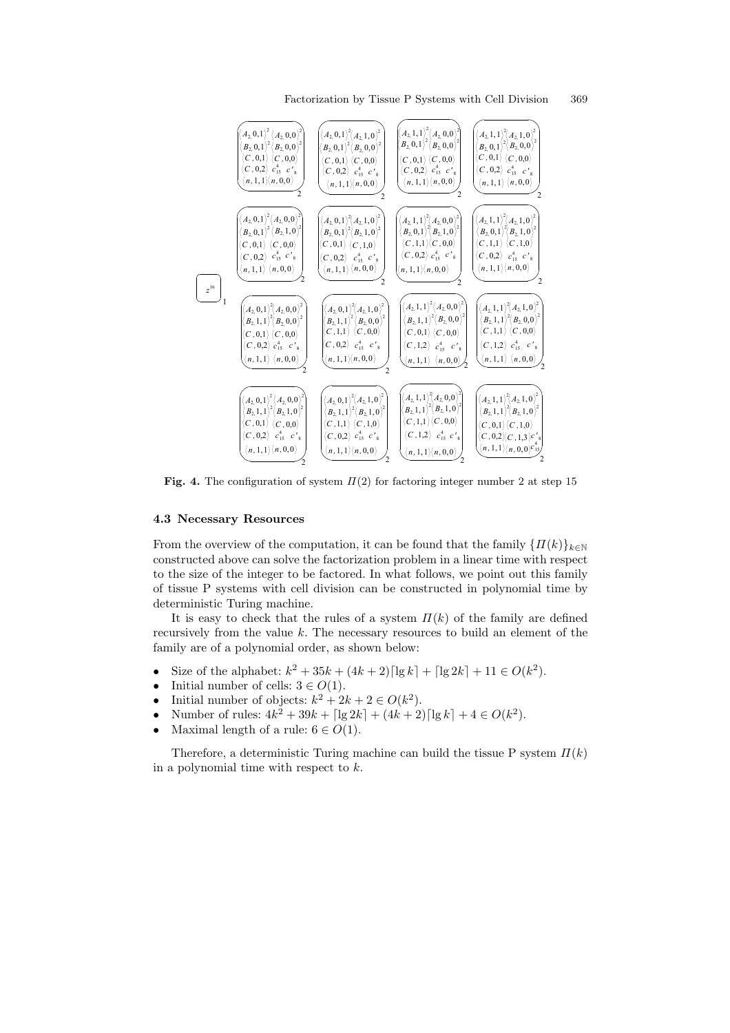**Fig. 4.** The configuration of system $\Pi(2)$ for factoring integer number 2 at step 15

### 4.3 Necessary Resources

From the overview of the computation, it can be found that the family $\{\Pi(k)\}_{k\in\mathbb{N}}$ constructed above can solve the factorization problem in a linear time with respect to the size of the integer to be factored. In what follows, we point out this family of tissue P systems with cell division can be constructed in polynomial time by deterministic Turing machine.

It is easy to check that the rules of a system $\Pi(k)$ of the family are defined recursively from the value $k$. The necessary resources to build an element of the family are of a polynomial order, as shown below:

- Size of the alphabet: $k^2 + 35k + (4k+2)\lceil \lg k \rceil + \lceil \lg 2k \rceil + 11 \in O(k^2)$.
- Initial number of cells: $3 \in O(1)$.
- Initial number of objects: $k^2 + 2k + 2 \in O(k^2)$.
- Number of rules: $4k^2 + 39k + \lceil \lg 2k \rceil + (4k+2)\lceil \lg k \rceil + 4 \in O(k^2)$.
- Maximal length of a rule: $6 \in O(1)$.

Therefore, a deterministic Turing machine can build the tissue P system $\Pi(k)$ in a polynomial time with respect to $k$.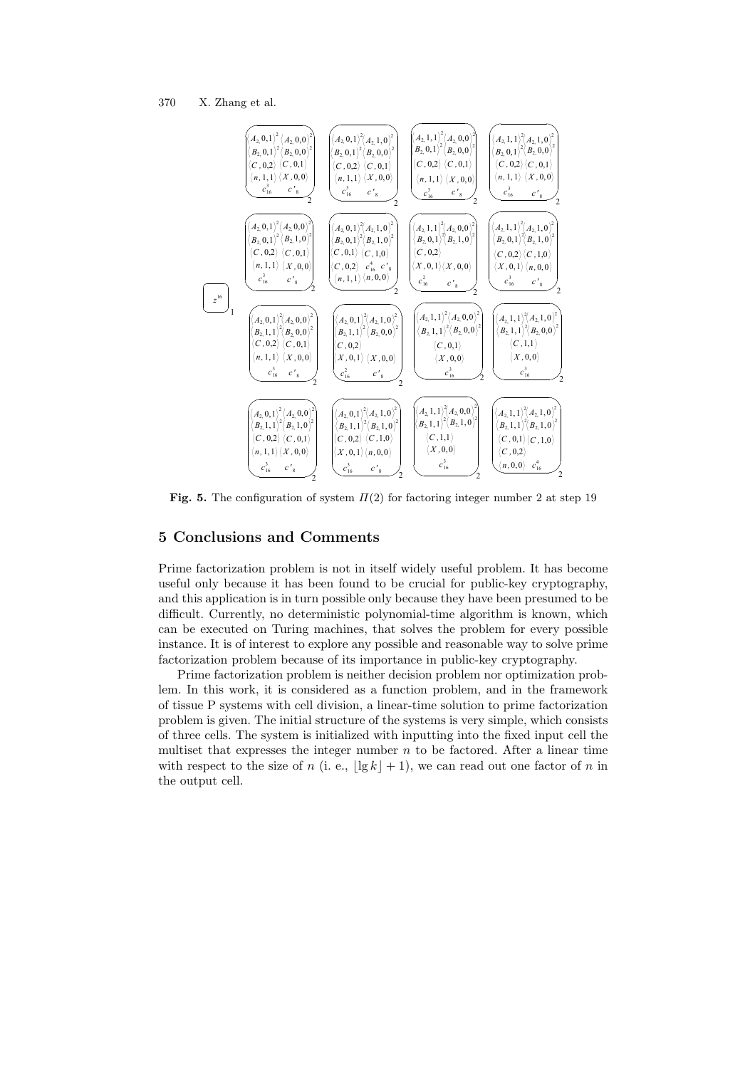**Fig. 5.** The configuration of system $\Pi(2)$ for factoring integer number 2 at step 19

## 5 Conclusions and Comments

Prime factorization problem is not in itself widely useful problem. It has become useful only because it has been found to be crucial for public-key cryptography, and this application is in turn possible only because they have been presumed to be difficult. Currently, no deterministic polynomial-time algorithm is known, which can be executed on Turing machines, that solves the problem for every possible instance. It is of interest to explore any possible and reasonable way to solve prime factorization problem because of its importance in public-key cryptography.

Prime factorization problem is neither decision problem nor optimization problem. In this work, it is considered as a function problem, and in the framework of tissue P systems with cell division, a linear-time solution to prime factorization problem is given. The initial structure of the systems is very simple, which consists of three cells. The system is initialized with inputting into the fixed input cell the multiset that expresses the integer number $n$ to be factored. After a linear time with respect to the size of $n$ (i. e., $\lfloor \lg k \rfloor + 1$), we can read out one factor of $n$ in the output cell.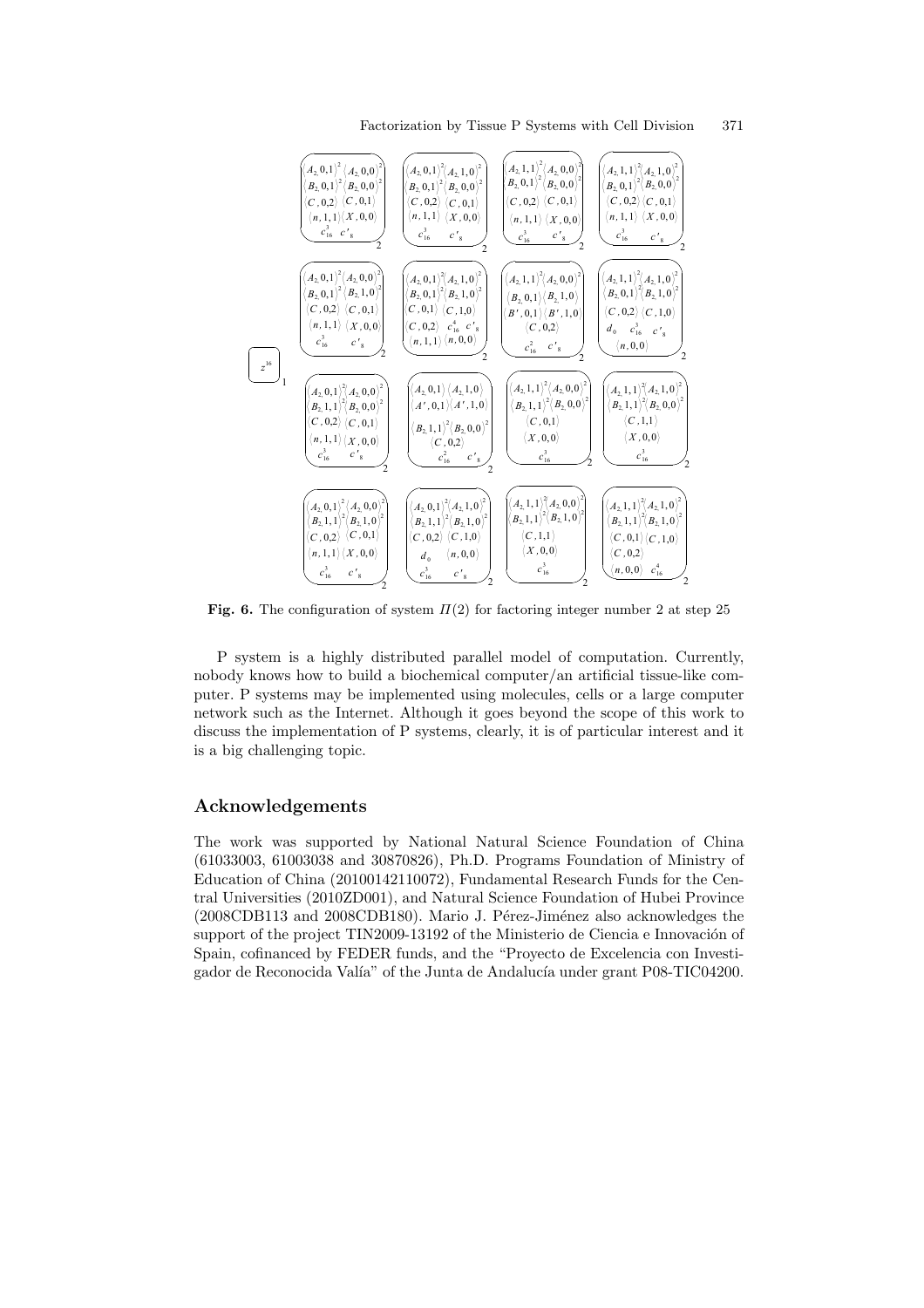**Fig. 6.** The configuration of system $\Pi(2)$ for factoring integer number 2 at step 25

P system is a highly distributed parallel model of computation. Currently, nobody knows how to build a biochemical computer/an artificial tissue-like computer. P systems may be implemented using molecules, cells or a large computer network such as the Internet. Although it goes beyond the scope of this work to discuss the implementation of P systems, clearly, it is of particular interest and it is a big challenging topic.

## Acknowledgements

The work was supported by National Natural Science Foundation of China (61033003, 61003038 and 30870826), Ph.D. Programs Foundation of Ministry of Education of China (20100142110072), Fundamental Research Funds for the Central Universities (2010ZD001), and Natural Science Foundation of Hubei Province (2008CDB113 and 2008CDB180). Mario J. Pérez-Jiménez also acknowledges the support of the project TIN2009-13192 of the Ministerio de Ciencia e Innovación of Spain, cofinanced by FEDER funds, and the "Proyecto de Excelencia con Investigador de Reconocida Valía" of the Junta de Andalucía under grant P08-TIC04200.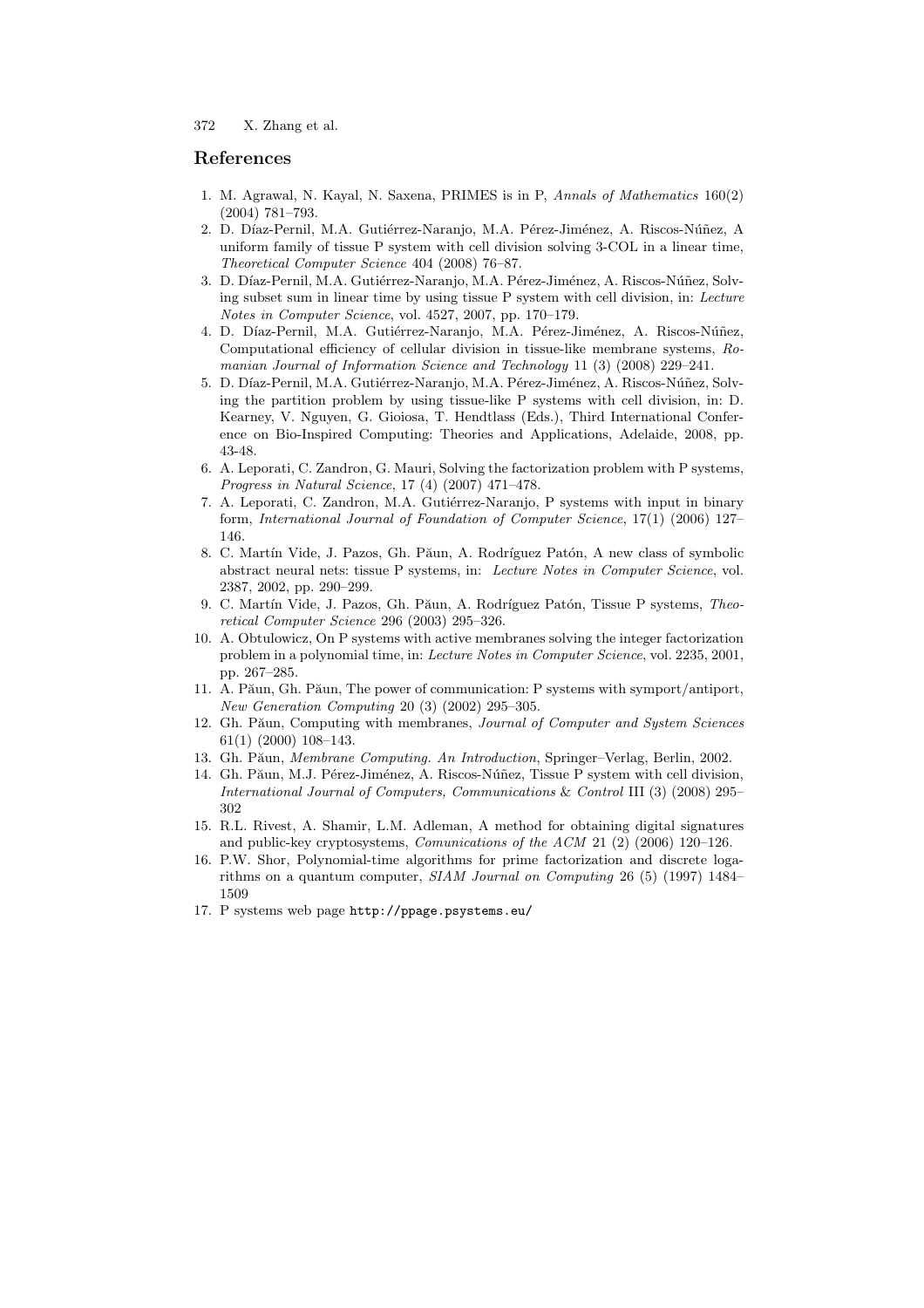## References

1. M. Agrawal, N. Kayal, N. Saxena, PRIMES is in P, *Annals of Mathematics* 160(2) (2004) 781–793.
2. D. Díaz-Pernil, M.A. Gutiérrez-Naranjo, M.A. Pérez-Jiménez, A. Riscos-Núñez, A uniform family of tissue P system with cell division solving 3-COL in a linear time, *Theoretical Computer Science* 404 (2008) 76–87.
3. D. Díaz-Pernil, M.A. Gutiérrez-Naranjo, M.A. Pérez-Jiménez, A. Riscos-Núñez, Solving subset sum in linear time by using tissue P system with cell division, in: *Lecture Notes in Computer Science*, vol. 4527, 2007, pp. 170–179.
4. D. Díaz-Pernil, M.A. Gutiérrez-Naranjo, M.A. Pérez-Jiménez, A. Riscos-Núñez, Computational efficiency of cellular division in tissue-like membrane systems, *Romanian Journal of Information Science and Technology* 11 (3) (2008) 229–241.
5. D. Díaz-Pernil, M.A. Gutiérrez-Naranjo, M.A. Pérez-Jiménez, A. Riscos-Núñez, Solving the partition problem by using tissue-like P systems with cell division, in: D. Kearney, V. Nguyen, G. Gioiosa, T. Hendtlass (Eds.), Third International Conference on Bio-Inspired Computing: Theories and Applications, Adelaide, 2008, pp. 43-48.
6. A. Leporati, C. Zandron, G. Mauri, Solving the factorization problem with P systems, *Progress in Natural Science*, 17 (4) (2007) 471–478.
7. A. Leporati, C. Zandron, M.A. Gutiérrez-Naranjo, P systems with input in binary form, *International Journal of Foundation of Computer Science*, 17(1) (2006) 127–146.
8. C. Martín Vide, J. Pazos, Gh. Păun, A. Rodríguez Patón, A new class of symbolic abstract neural nets: tissue P systems, in: *Lecture Notes in Computer Science*, vol. 2387, 2002, pp. 290–299.
9. C. Martín Vide, J. Pazos, Gh. Păun, A. Rodríguez Patón, Tissue P systems, *Theoretical Computer Science* 296 (2003) 295–326.
10. A. Obtulowicz, On P systems with active membranes solving the integer factorization problem in a polynomial time, in: *Lecture Notes in Computer Science*, vol. 2235, 2001, pp. 267–285.
11. A. Păun, Gh. Păun, The power of communication: P systems with symport/antiport, *New Generation Computing* 20 (3) (2002) 295–305.
12. Gh. Păun, Computing with membranes, *Journal of Computer and System Sciences* 61(1) (2000) 108–143.
13. Gh. Păun, *Membrane Computing. An Introduction*, Springer–Verlag, Berlin, 2002.
14. Gh. Păun, M.J. Pérez-Jiménez, A. Riscos-Núñez, Tissue P system with cell division, *International Journal of Computers, Communications & Control* III (3) (2008) 295–302
15. R.L. Rivest, A. Shamir, L.M. Adleman, A method for obtaining digital signatures and public-key cryptosystems, *Comunications of the ACM* 21 (2) (2006) 120–126.
16. P.W. Shor, Polynomial-time algorithms for prime factorization and discrete logarithms on a quantum computer, *SIAM Journal on Computing* 26 (5) (1997) 1484–1509
17. P systems web page `http://ppage.psystems.eu/`